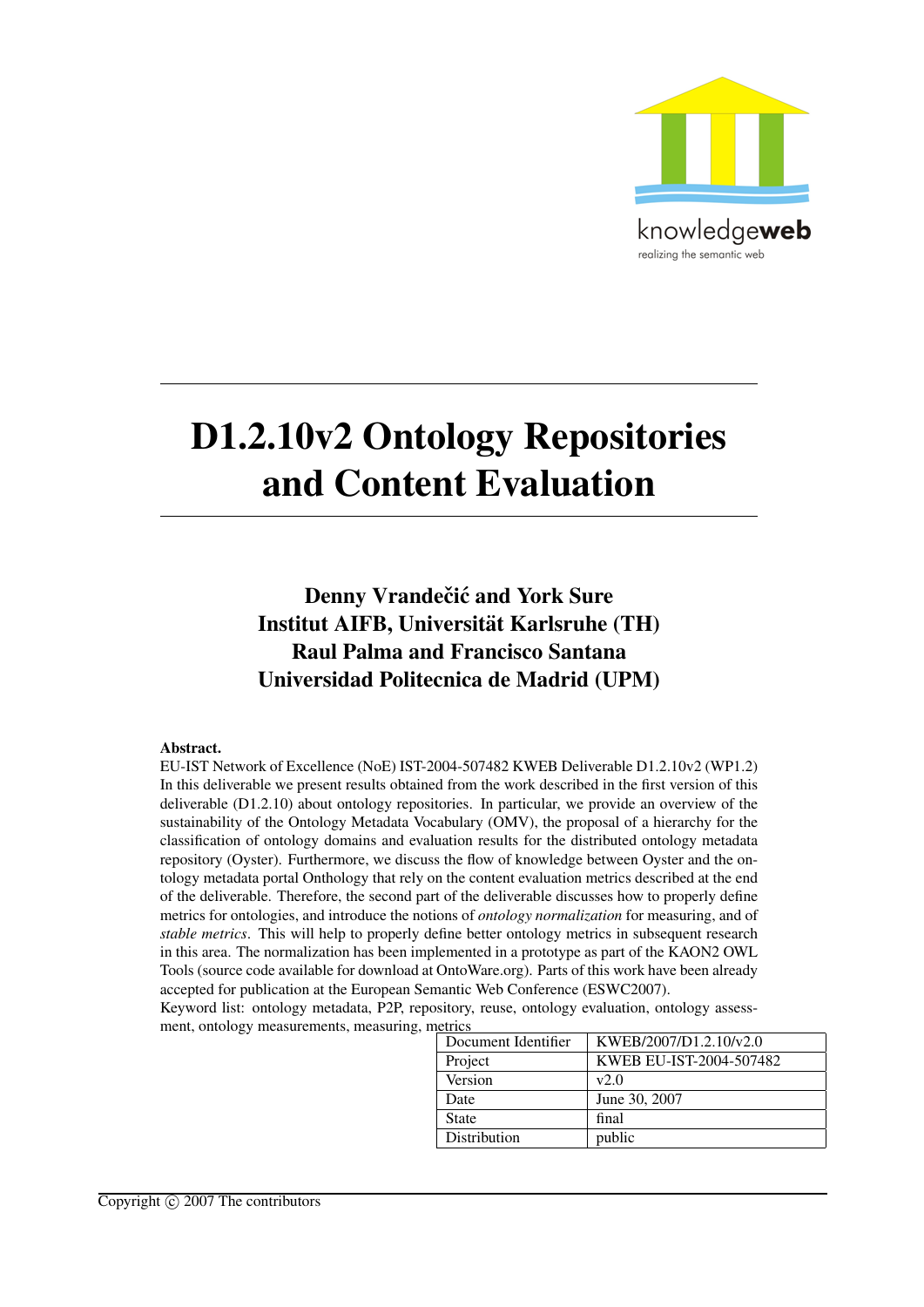knowledgeweb

realizing the semantic web

# D1.2.10v2 Ontology Repositories and Content Evaluation

**Denny Vrandečić and York Sure**
**Institut AIFB, Universität Karlsruhe (TH)**
**Raul Palma and Francisco Santana**
**Universidad Politecnica de Madrid (UPM)**

**Abstract.**
EU-IST Network of Excellence (NoE) IST-2004-507482 KWEB Deliverable D1.2.10v2 (WP1.2)
In this deliverable we present results obtained from the work described in the first version of this deliverable (D1.2.10) about ontology repositories. In particular, we provide an overview of the sustainability of the Ontology Metadata Vocabulary (OMV), the proposal of a hierarchy for the classification of ontology domains and evaluation results for the distributed ontology metadata repository (Oyster). Furthermore, we discuss the flow of knowledge between Oyster and the ontology metadata portal Onthology that rely on the content evaluation metrics described at the end of the deliverable. Therefore, the second part of the deliverable discusses how to properly define metrics for ontologies, and introduce the notions of *ontology normalization* for measuring, and of *stable metrics*. This will help to properly define better ontology metrics in subsequent research in this area. The normalization has been implemented in a prototype as part of the KAON2 OWL Tools (source code available for download at OntoWare.org). Parts of this work have been already accepted for publication at the European Semantic Web Conference (ESWC2007).
Keyword list: ontology metadata, P2P, repository, reuse, ontology evaluation, ontology assessment, ontology measurements, measuring, metrics

| Document Identifier | KWEB/2007/D1.2.10/v2.0 |
|---|---|
| Project | KWEB EU-IST-2004-507482 |
| Version | v2.0 |
| Date | June 30, 2007 |
| State | final |
| Distribution | public |

Copyright © 2007 The contributors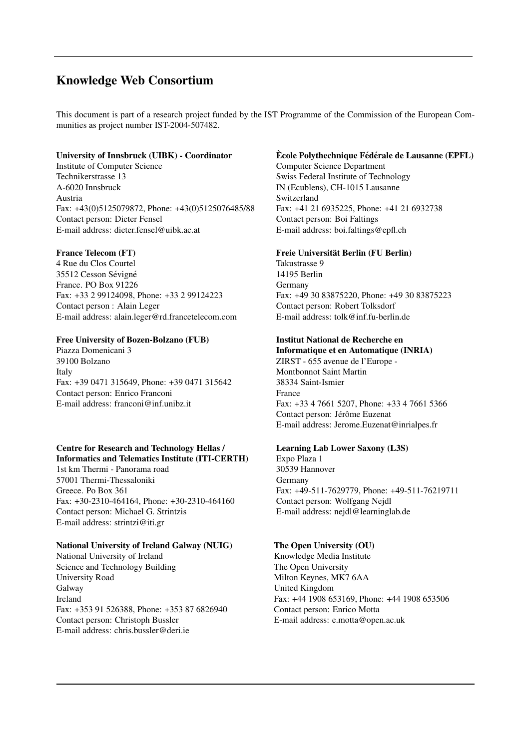## Knowledge Web Consortium

This document is part of a research project funded by the IST Programme of the Commission of the European Communities as project number IST-2004-507482.

**University of Innsbruck (UIBK) - Coordinator**
Institute of Computer Science
Technikerstrasse 13
A-6020 Innsbruck
Austria
Fax: +43(0)5125079872, Phone: +43(0)5125076485/88
Contact person: Dieter Fensel
E-mail address: dieter.fensel@uibk.ac.at

**Ècole Polythechnique Fédérale de Lausanne (EPFL)**
Computer Science Department
Swiss Federal Institute of Technology
IN (Ecublens), CH-1015 Lausanne
Switzerland
Fax: +41 21 6935225, Phone: +41 21 6932738
Contact person: Boi Faltings
E-mail address: boi.faltings@epfl.ch

**France Telecom (FT)**
4 Rue du Clos Courtel
35512 Cesson Sévigné
France. PO Box 91226
Fax: +33 2 99124098, Phone: +33 2 99124223
Contact person : Alain Leger
E-mail address: alain.leger@rd.francetelecom.com

**Freie Universität Berlin (FU Berlin)**
Takustrasse 9
14195 Berlin
Germany
Fax: +49 30 83875220, Phone: +49 30 83875223
Contact person: Robert Tolksdorf
E-mail address: tolk@inf.fu-berlin.de

**Free University of Bozen-Bolzano (FUB)**
Piazza Domenicani 3
39100 Bolzano
Italy
Fax: +39 0471 315649, Phone: +39 0471 315642
Contact person: Enrico Franconi
E-mail address: franconi@inf.unibz.it

**Institut National de Recherche en Informatique et en Automatique (INRIA)**
ZIRST - 655 avenue de l'Europe -
Montbonnot Saint Martin
38334 Saint-Ismier
France
Fax: +33 4 7661 5207, Phone: +33 4 7661 5366
Contact person: Jérôme Euzenat
E-mail address: Jerome.Euzenat@inrialpes.fr

**Centre for Research and Technology Hellas / Informatics and Telematics Institute (ITI-CERTH)**
1st km Thermi - Panorama road
57001 Thermi-Thessaloniki
Greece. Po Box 361
Fax: +30-2310-464164, Phone: +30-2310-464160
Contact person: Michael G. Strintzis
E-mail address: strintzi@iti.gr

**Learning Lab Lower Saxony (L3S)**
Expo Plaza 1
30539 Hannover
Germany
Fax: +49-511-7629779, Phone: +49-511-76219711
Contact person: Wolfgang Nejdl
E-mail address: nejdl@learninglab.de

**National University of Ireland Galway (NUIG)**
National University of Ireland
Science and Technology Building
University Road
Galway
Ireland
Fax: +353 91 526388, Phone: +353 87 6826940
Contact person: Christoph Bussler
E-mail address: chris.bussler@deri.ie

**The Open University (OU)**
Knowledge Media Institute
The Open University
Milton Keynes, MK7 6AA
United Kingdom
Fax: +44 1908 653169, Phone: +44 1908 653506
Contact person: Enrico Motta
E-mail address: e.motta@open.ac.uk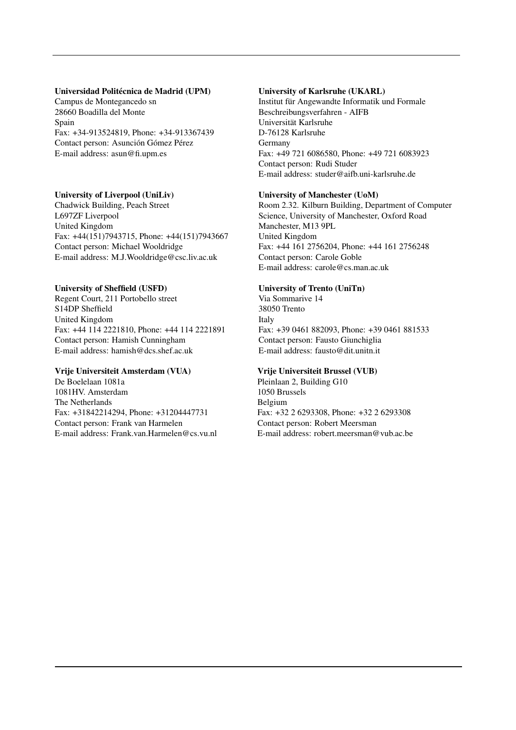**Universidad Politécnica de Madrid (UPM)**
Campus de Montegancedo sn
28660 Boadilla del Monte
Spain
Fax: +34-913524819, Phone: +34-913367439
Contact person: Asunción Gómez Pérez
E-mail address: asun@fi.upm.es

**University of Karlsruhe (UKARL)**
Institut für Angewandte Informatik und Formale Beschreibungsverfahren - AIFB
Universität Karlsruhe
D-76128 Karlsruhe
Germany
Fax: +49 721 6086580, Phone: +49 721 6083923
Contact person: Rudi Studer
E-mail address: studer@aifb.uni-karlsruhe.de

**University of Liverpool (UniLiv)**
Chadwick Building, Peach Street
L697ZF Liverpool
United Kingdom
Fax: +44(151)7943715, Phone: +44(151)7943667
Contact person: Michael Wooldridge
E-mail address: M.J.Wooldridge@csc.liv.ac.uk

**University of Manchester (UoM)**
Room 2.32. Kilburn Building, Department of Computer Science, University of Manchester, Oxford Road
Manchester, M13 9PL
United Kingdom
Fax: +44 161 2756204, Phone: +44 161 2756248
Contact person: Carole Goble
E-mail address: carole@cs.man.ac.uk

**University of Sheffield (USFD)**
Regent Court, 211 Portobello street
S14DP Sheffield
United Kingdom
Fax: +44 114 2221810, Phone: +44 114 2221891
Contact person: Hamish Cunningham
E-mail address: hamish@dcs.shef.ac.uk

**University of Trento (UniTn)**
Via Sommarive 14
38050 Trento
Italy
Fax: +39 0461 882093, Phone: +39 0461 881533
Contact person: Fausto Giunchiglia
E-mail address: fausto@dit.unitn.it

**Vrije Universiteit Amsterdam (VUA)**
De Boelelaan 1081a
1081HV. Amsterdam
The Netherlands
Fax: +31842214294, Phone: +31204447731
Contact person: Frank van Harmelen
E-mail address: Frank.van.Harmelen@cs.vu.nl

**Vrije Universiteit Brussel (VUB)**
Pleinlaan 2, Building G10
1050 Brussels
Belgium
Fax: +32 2 6293308, Phone: +32 2 6293308
Contact person: Robert Meersman
E-mail address: robert.meersman@vub.ac.be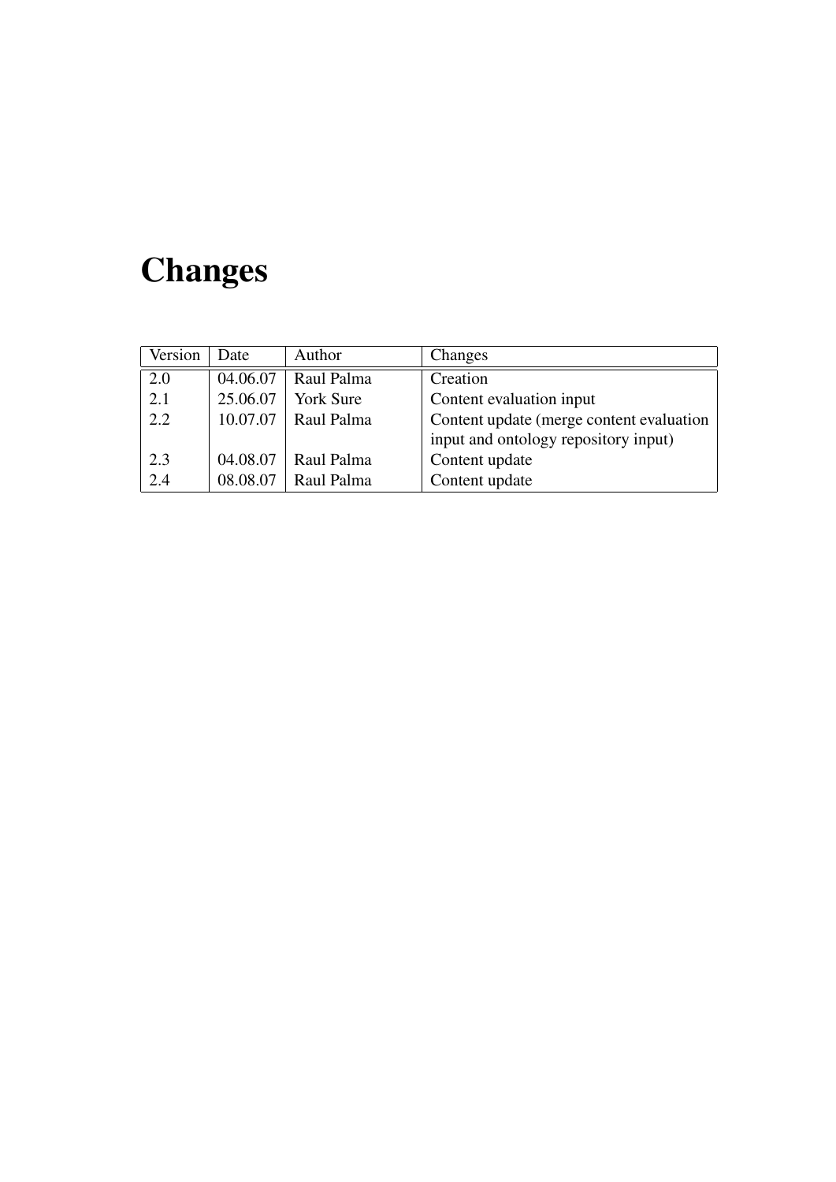# Changes

| Version | Date | Author | Changes |
|---|---|---|---|
| 2.0 | 04.06.07 | Raul Palma | Creation |
| 2.1 | 25.06.07 | York Sure | Content evaluation input |
| 2.2 | 10.07.07 | Raul Palma | Content update (merge content evaluation input and ontology repository input) |
| 2.3 | 04.08.07 | Raul Palma | Content update |
| 2.4 | 08.08.07 | Raul Palma | Content update |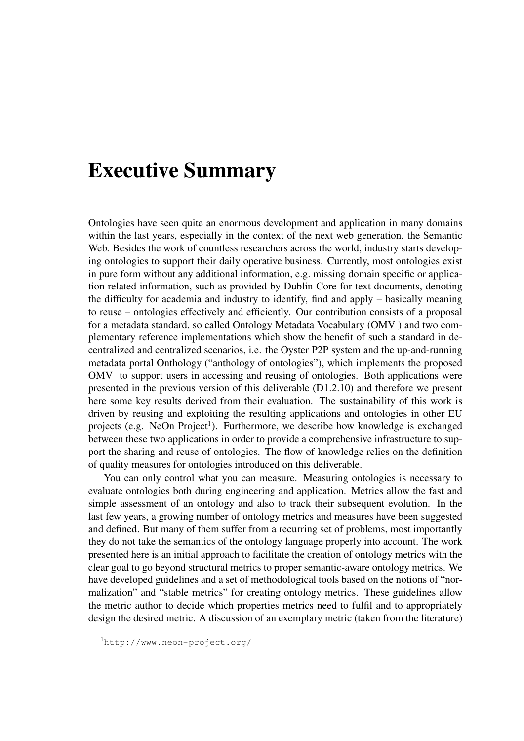# Executive Summary

Ontologies have seen quite an enormous development and application in many domains within the last years, especially in the context of the next web generation, the Semantic Web. Besides the work of countless researchers across the world, industry starts developing ontologies to support their daily operative business. Currently, most ontologies exist in pure form without any additional information, e.g. missing domain specific or application related information, such as provided by Dublin Core for text documents, denoting the difficulty for academia and industry to identify, find and apply – basically meaning to reuse – ontologies effectively and efficiently. Our contribution consists of a proposal for a metadata standard, so called Ontology Metadata Vocabulary (OMV ) and two complementary reference implementations which show the benefit of such a standard in decentralized and centralized scenarios, i.e. the Oyster P2P system and the up-and-running metadata portal Onthology ("anthology of ontologies"), which implements the proposed OMV to support users in accessing and reusing of ontologies. Both applications were presented in the previous version of this deliverable (D1.2.10) and therefore we present here some key results derived from their evaluation. The sustainability of this work is driven by reusing and exploiting the resulting applications and ontologies in other EU projects (e.g. NeOn Project[1]). Furthermore, we describe how knowledge is exchanged between these two applications in order to provide a comprehensive infrastructure to support the sharing and reuse of ontologies. The flow of knowledge relies on the definition of quality measures for ontologies introduced on this deliverable.

You can only control what you can measure. Measuring ontologies is necessary to evaluate ontologies both during engineering and application. Metrics allow the fast and simple assessment of an ontology and also to track their subsequent evolution. In the last few years, a growing number of ontology metrics and measures have been suggested and defined. But many of them suffer from a recurring set of problems, most importantly they do not take the semantics of the ontology language properly into account. The work presented here is an initial approach to facilitate the creation of ontology metrics with the clear goal to go beyond structural metrics to proper semantic-aware ontology metrics. We have developed guidelines and a set of methodological tools based on the notions of "normalization" and "stable metrics" for creating ontology metrics. These guidelines allow the metric author to decide which properties metrics need to fulfil and to appropriately design the desired metric. A discussion of an exemplary metric (taken from the literature)

[1] http://www.neon-project.org/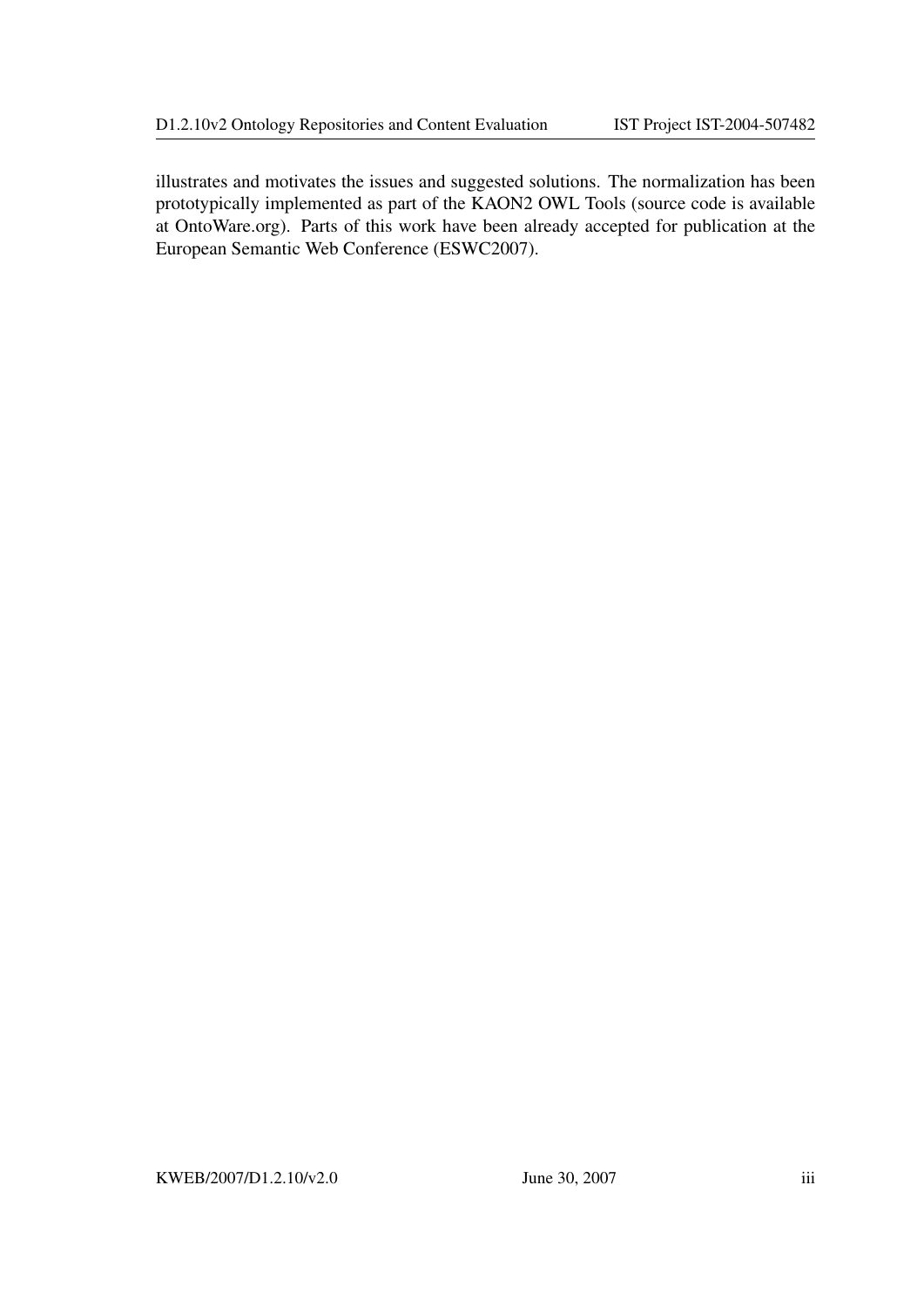illustrates and motivates the issues and suggested solutions. The normalization has been prototypically implemented as part of the KAON2 OWL Tools (source code is available at OntoWare.org). Parts of this work have been already accepted for publication at the European Semantic Web Conference (ESWC2007).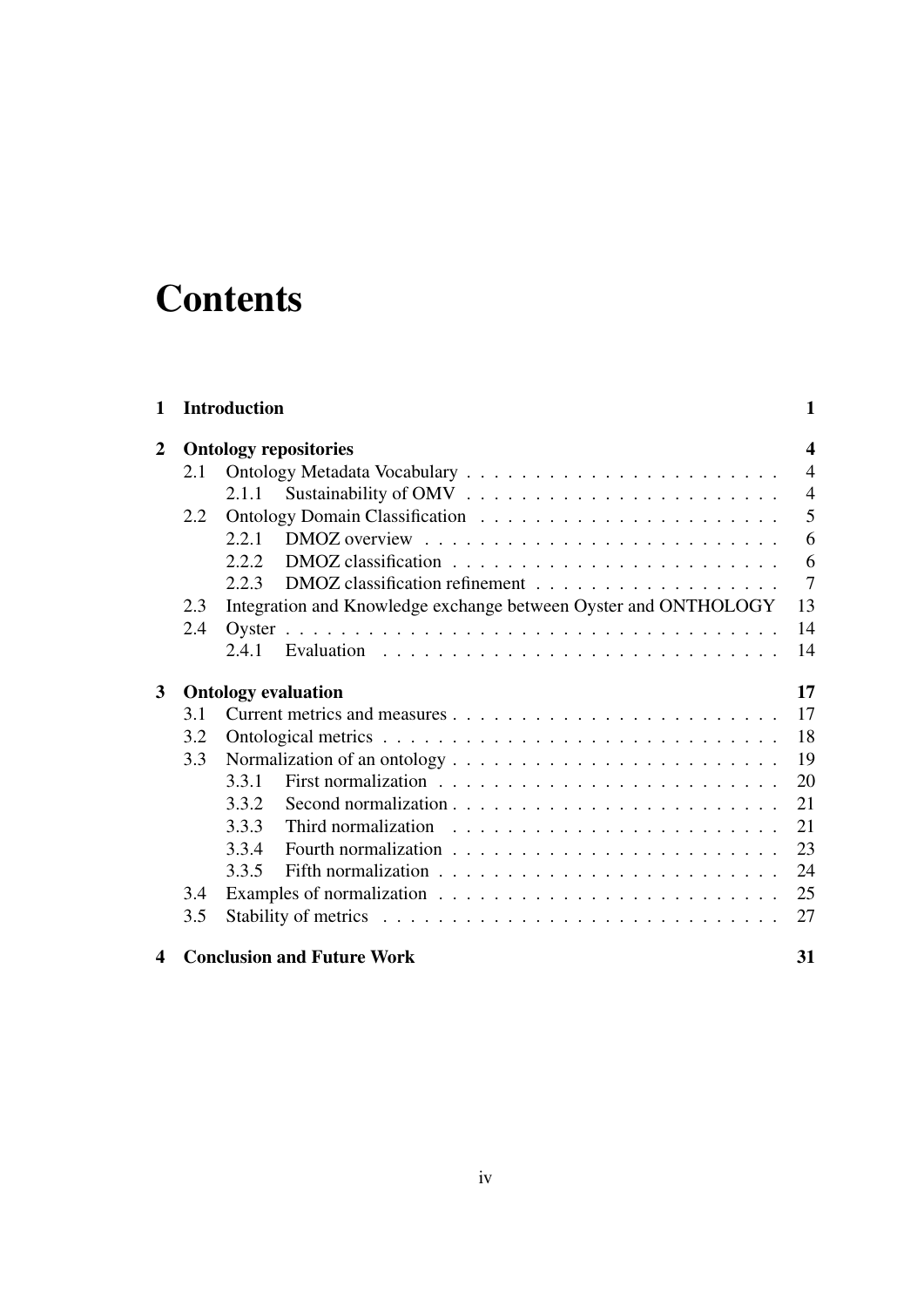# Contents

**1 Introduction** **1**

**2 Ontology repositories** **4**

- 2.1 Ontology Metadata Vocabulary . . . . . . . . . . . . . . . . . . . . . . . 4
  - 2.1.1 Sustainability of OMV . . . . . . . . . . . . . . . . . . . . . . 4
- 2.2 Ontology Domain Classification . . . . . . . . . . . . . . . . . . . . . . 5
  - 2.2.1 DMOZ overview . . . . . . . . . . . . . . . . . . . . . . . . . 6
  - 2.2.2 DMOZ classification . . . . . . . . . . . . . . . . . . . . . . . . 6
  - 2.2.3 DMOZ classification refinement . . . . . . . . . . . . . . . . . . 7
- 2.3 Integration and Knowledge exchange between Oyster and ONTHOLOGY 13
- 2.4 Oyster . . . . . . . . . . . . . . . . . . . . . . . . . . . . . . . . . . . . 14
  - 2.4.1 Evaluation . . . . . . . . . . . . . . . . . . . . . . . . . . . . . 14

**3 Ontology evaluation** **17**

- 3.1 Current metrics and measures . . . . . . . . . . . . . . . . . . . . . . . . 17
- 3.2 Ontological metrics . . . . . . . . . . . . . . . . . . . . . . . . . . . . . 18
- 3.3 Normalization of an ontology . . . . . . . . . . . . . . . . . . . . . . . . 19
  - 3.3.1 First normalization . . . . . . . . . . . . . . . . . . . . . . . . . 20
  - 3.3.2 Second normalization . . . . . . . . . . . . . . . . . . . . . . . . 21
  - 3.3.3 Third normalization . . . . . . . . . . . . . . . . . . . . . . . . 21
  - 3.3.4 Fourth normalization . . . . . . . . . . . . . . . . . . . . . . . . 23
  - 3.3.5 Fifth normalization . . . . . . . . . . . . . . . . . . . . . . . . . 24
- 3.4 Examples of normalization . . . . . . . . . . . . . . . . . . . . . . . . . 25
- 3.5 Stability of metrics . . . . . . . . . . . . . . . . . . . . . . . . . . . . . 27

**4 Conclusion and Future Work** **31**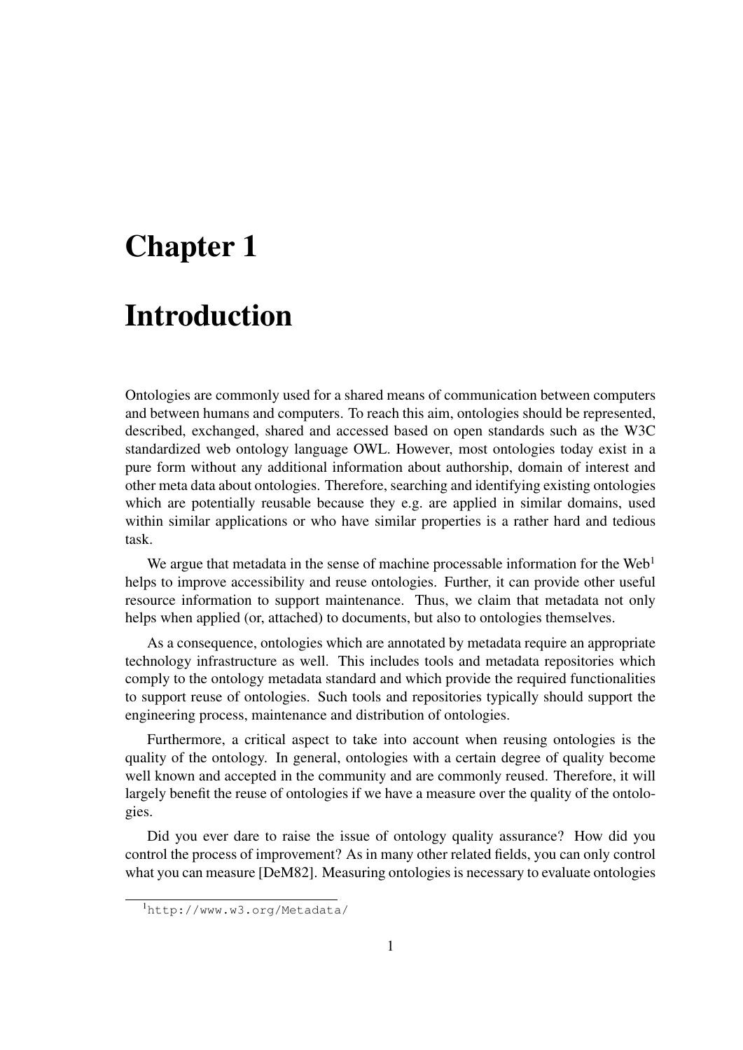# Chapter 1

# Introduction

Ontologies are commonly used for a shared means of communication between computers and between humans and computers. To reach this aim, ontologies should be represented, described, exchanged, shared and accessed based on open standards such as the W3C standardized web ontology language OWL. However, most ontologies today exist in a pure form without any additional information about authorship, domain of interest and other meta data about ontologies. Therefore, searching and identifying existing ontologies which are potentially reusable because they e.g. are applied in similar domains, used within similar applications or who have similar properties is a rather hard and tedious task.

We argue that metadata in the sense of machine processable information for the Web[1] helps to improve accessibility and reuse ontologies. Further, it can provide other useful resource information to support maintenance. Thus, we claim that metadata not only helps when applied (or, attached) to documents, but also to ontologies themselves.

As a consequence, ontologies which are annotated by metadata require an appropriate technology infrastructure as well. This includes tools and metadata repositories which comply to the ontology metadata standard and which provide the required functionalities to support reuse of ontologies. Such tools and repositories typically should support the engineering process, maintenance and distribution of ontologies.

Furthermore, a critical aspect to take into account when reusing ontologies is the quality of the ontology. In general, ontologies with a certain degree of quality become well known and accepted in the community and are commonly reused. Therefore, it will largely benefit the reuse of ontologies if we have a measure over the quality of the ontologies.

Did you ever dare to raise the issue of ontology quality assurance? How did you control the process of improvement? As in many other related fields, you can only control what you can measure [DeM82]. Measuring ontologies is necessary to evaluate ontologies

[1] `http://www.w3.org/Metadata/`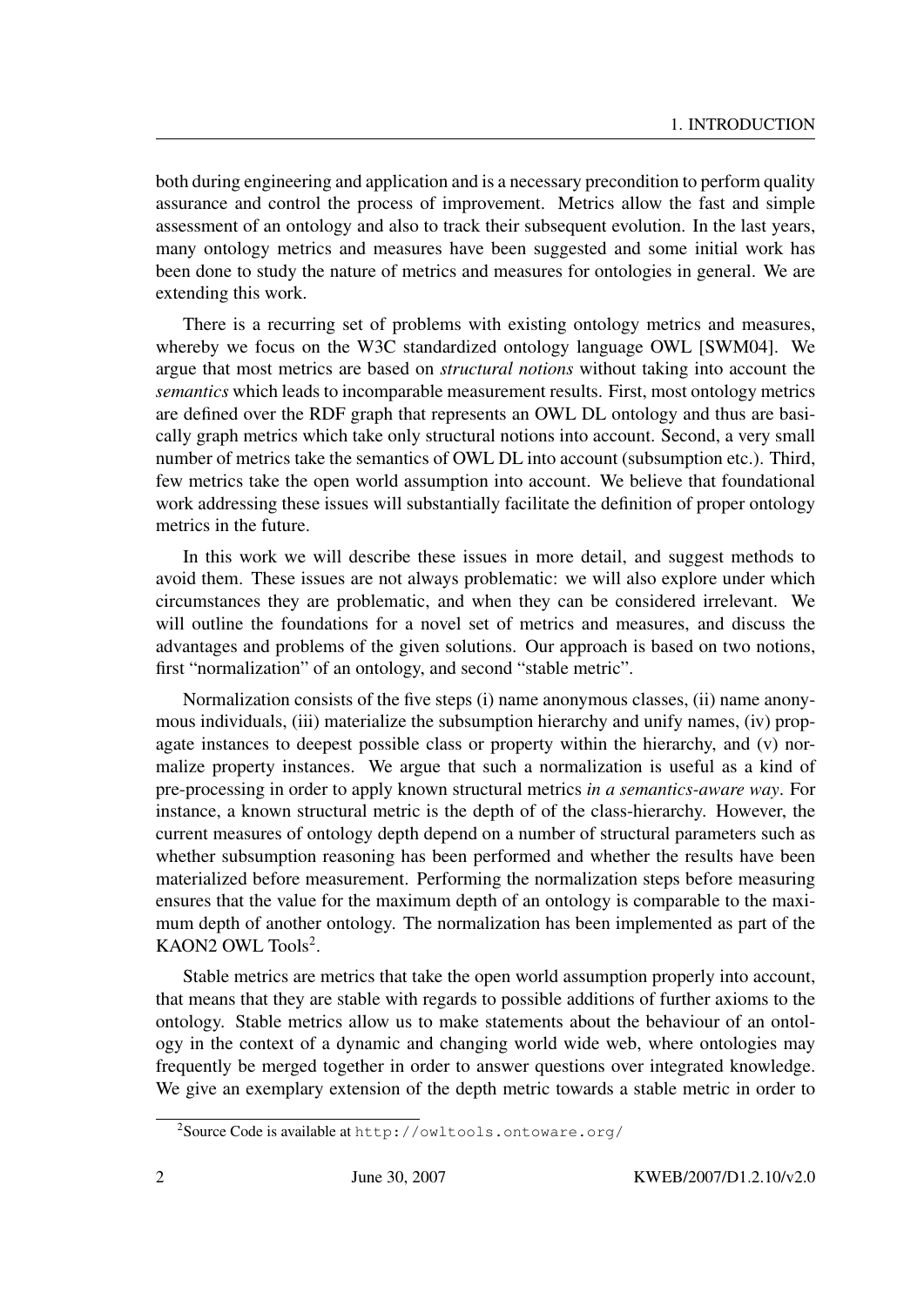both during engineering and application and is a necessary precondition to perform quality assurance and control the process of improvement. Metrics allow the fast and simple assessment of an ontology and also to track their subsequent evolution. In the last years, many ontology metrics and measures have been suggested and some initial work has been done to study the nature of metrics and measures for ontologies in general. We are extending this work.

There is a recurring set of problems with existing ontology metrics and measures, whereby we focus on the W3C standardized ontology language OWL [SWM04]. We argue that most metrics are based on *structural notions* without taking into account the *semantics* which leads to incomparable measurement results. First, most ontology metrics are defined over the RDF graph that represents an OWL DL ontology and thus are basically graph metrics which take only structural notions into account. Second, a very small number of metrics take the semantics of OWL DL into account (subsumption etc.). Third, few metrics take the open world assumption into account. We believe that foundational work addressing these issues will substantially facilitate the definition of proper ontology metrics in the future.

In this work we will describe these issues in more detail, and suggest methods to avoid them. These issues are not always problematic: we will also explore under which circumstances they are problematic, and when they can be considered irrelevant. We will outline the foundations for a novel set of metrics and measures, and discuss the advantages and problems of the given solutions. Our approach is based on two notions, first "normalization" of an ontology, and second "stable metric".

Normalization consists of the five steps (i) name anonymous classes, (ii) name anonymous individuals, (iii) materialize the subsumption hierarchy and unify names, (iv) propagate instances to deepest possible class or property within the hierarchy, and (v) normalize property instances. We argue that such a normalization is useful as a kind of pre-processing in order to apply known structural metrics *in a semantics-aware way*. For instance, a known structural metric is the depth of of the class-hierarchy. However, the current measures of ontology depth depend on a number of structural parameters such as whether subsumption reasoning has been performed and whether the results have been materialized before measurement. Performing the normalization steps before measuring ensures that the value for the maximum depth of an ontology is comparable to the maximum depth of another ontology. The normalization has been implemented as part of the KAON2 OWL Tools[2].

Stable metrics are metrics that take the open world assumption properly into account, that means that they are stable with regards to possible additions of further axioms to the ontology. Stable metrics allow us to make statements about the behaviour of an ontology in the context of a dynamic and changing world wide web, where ontologies may frequently be merged together in order to answer questions over integrated knowledge. We give an exemplary extension of the depth metric towards a stable metric in order to

[2] Source Code is available at `http://owltools.ontoware.org/`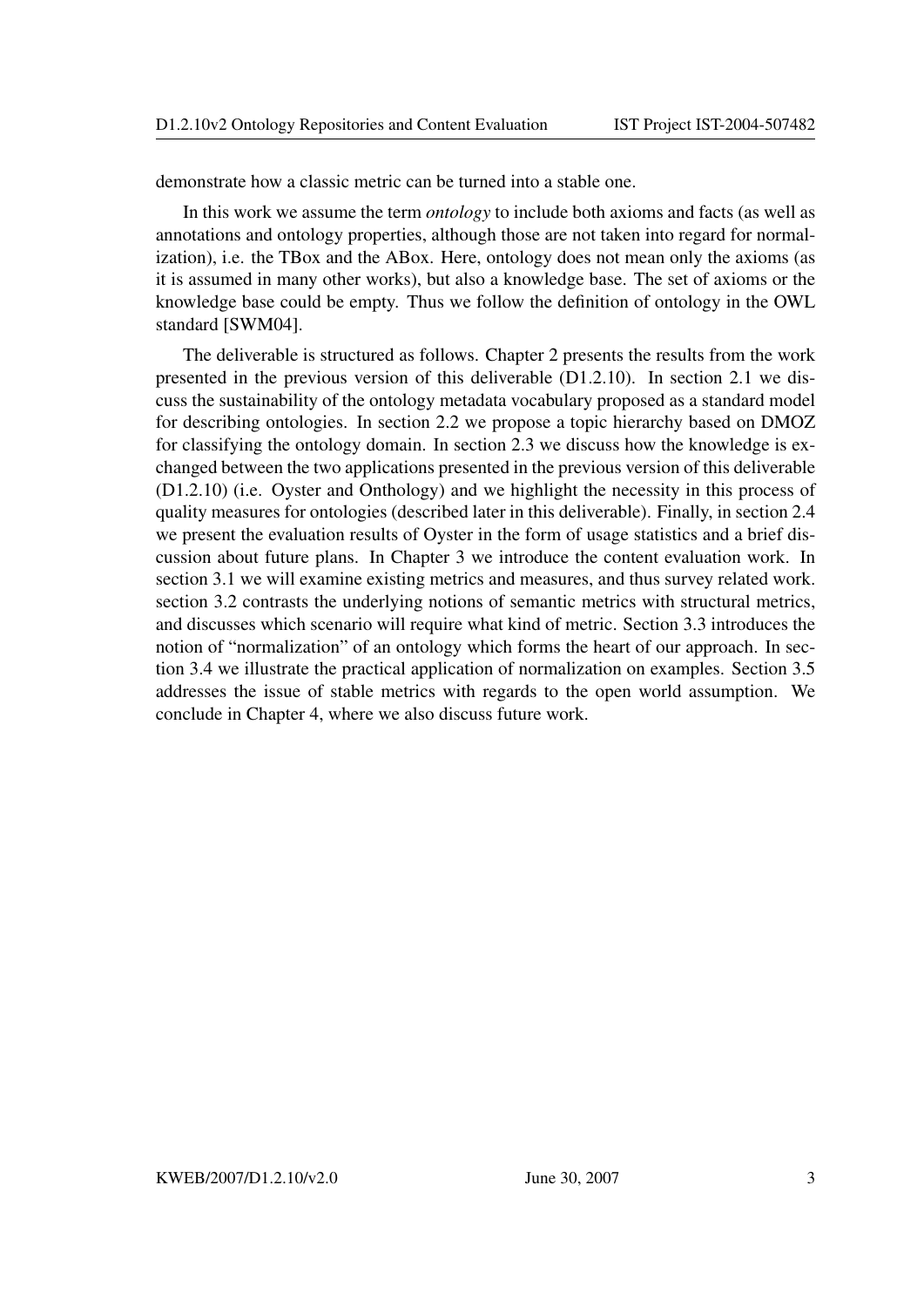demonstrate how a classic metric can be turned into a stable one.

In this work we assume the term *ontology* to include both axioms and facts (as well as annotations and ontology properties, although those are not taken into regard for normalization), i.e. the TBox and the ABox. Here, ontology does not mean only the axioms (as it is assumed in many other works), but also a knowledge base. The set of axioms or the knowledge base could be empty. Thus we follow the definition of ontology in the OWL standard [SWM04].

The deliverable is structured as follows. Chapter 2 presents the results from the work presented in the previous version of this deliverable (D1.2.10). In section 2.1 we discuss the sustainability of the ontology metadata vocabulary proposed as a standard model for describing ontologies. In section 2.2 we propose a topic hierarchy based on DMOZ for classifying the ontology domain. In section 2.3 we discuss how the knowledge is exchanged between the two applications presented in the previous version of this deliverable (D1.2.10) (i.e. Oyster and Onthology) and we highlight the necessity in this process of quality measures for ontologies (described later in this deliverable). Finally, in section 2.4 we present the evaluation results of Oyster in the form of usage statistics and a brief discussion about future plans. In Chapter 3 we introduce the content evaluation work. In section 3.1 we will examine existing metrics and measures, and thus survey related work. section 3.2 contrasts the underlying notions of semantic metrics with structural metrics, and discusses which scenario will require what kind of metric. Section 3.3 introduces the notion of "normalization" of an ontology which forms the heart of our approach. In section 3.4 we illustrate the practical application of normalization on examples. Section 3.5 addresses the issue of stable metrics with regards to the open world assumption. We conclude in Chapter 4, where we also discuss future work.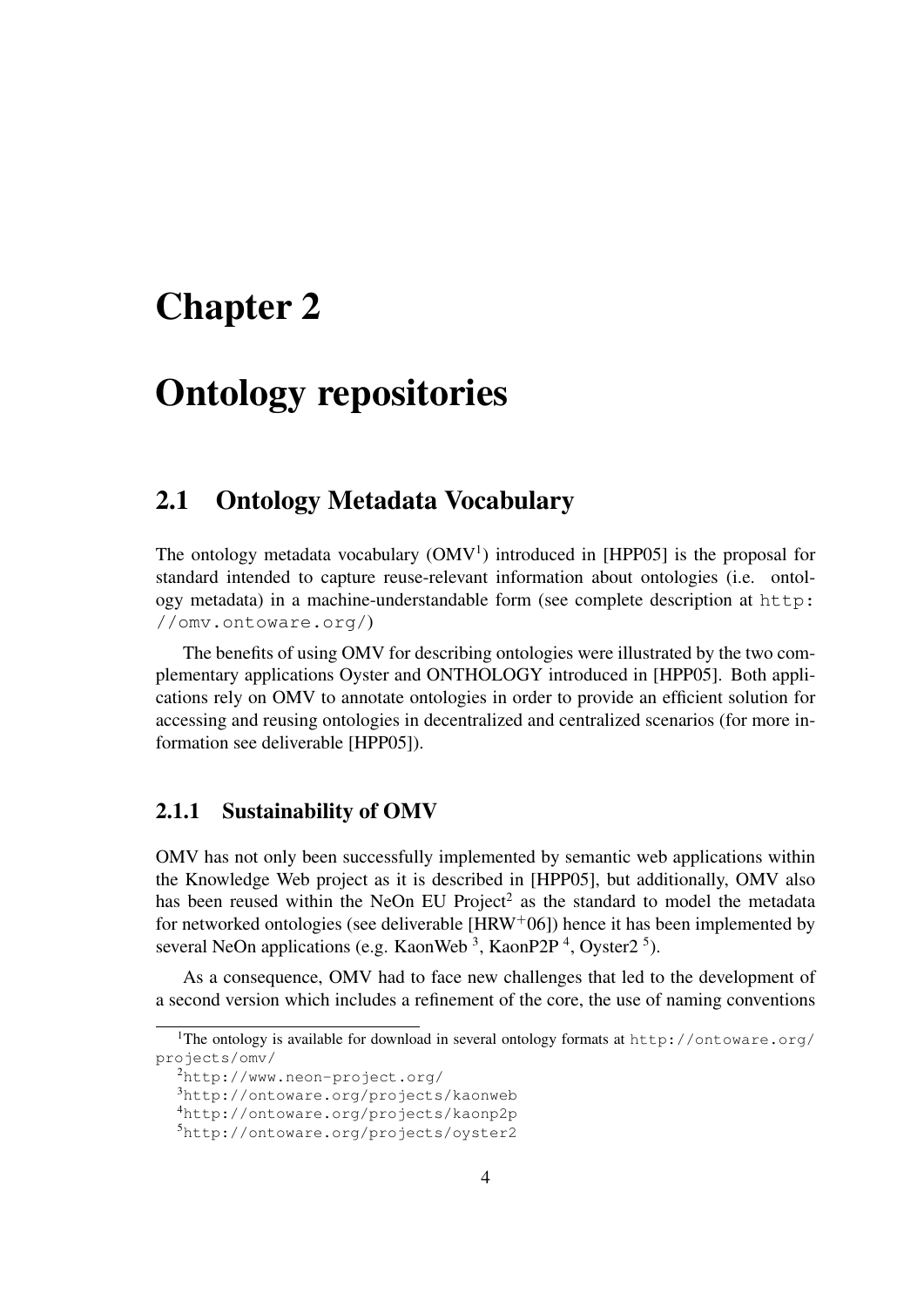# Chapter 2

# Ontology repositories

## 2.1 Ontology Metadata Vocabulary

The ontology metadata vocabulary (OMV[1]) introduced in [HPP05] is the proposal for standard intended to capture reuse-relevant information about ontologies (i.e. ontology metadata) in a machine-understandable form (see complete description at http://omv.ontoware.org/)

The benefits of using OMV for describing ontologies were illustrated by the two complementary applications Oyster and ONTHOLOGY introduced in [HPP05]. Both applications rely on OMV to annotate ontologies in order to provide an efficient solution for accessing and reusing ontologies in decentralized and centralized scenarios (for more information see deliverable [HPP05]).

### 2.1.1 Sustainability of OMV

OMV has not only been successfully implemented by semantic web applications within the Knowledge Web project as it is described in [HPP05], but additionally, OMV also has been reused within the NeOn EU Project[2] as the standard to model the metadata for networked ontologies (see deliverable [HRW$^+$06]) hence it has been implemented by several NeOn applications (e.g. KaonWeb [3], KaonP2P [4], Oyster2 [5]).

As a consequence, OMV had to face new challenges that led to the development of a second version which includes a refinement of the core, the use of naming conventions

[1]The ontology is available for download in several ontology formats at http://ontoware.org/projects/omv/

[2]http://www.neon-project.org/

[3]http://ontoware.org/projects/kaonweb

[4]http://ontoware.org/projects/kaonp2p

[5]http://ontoware.org/projects/oyster2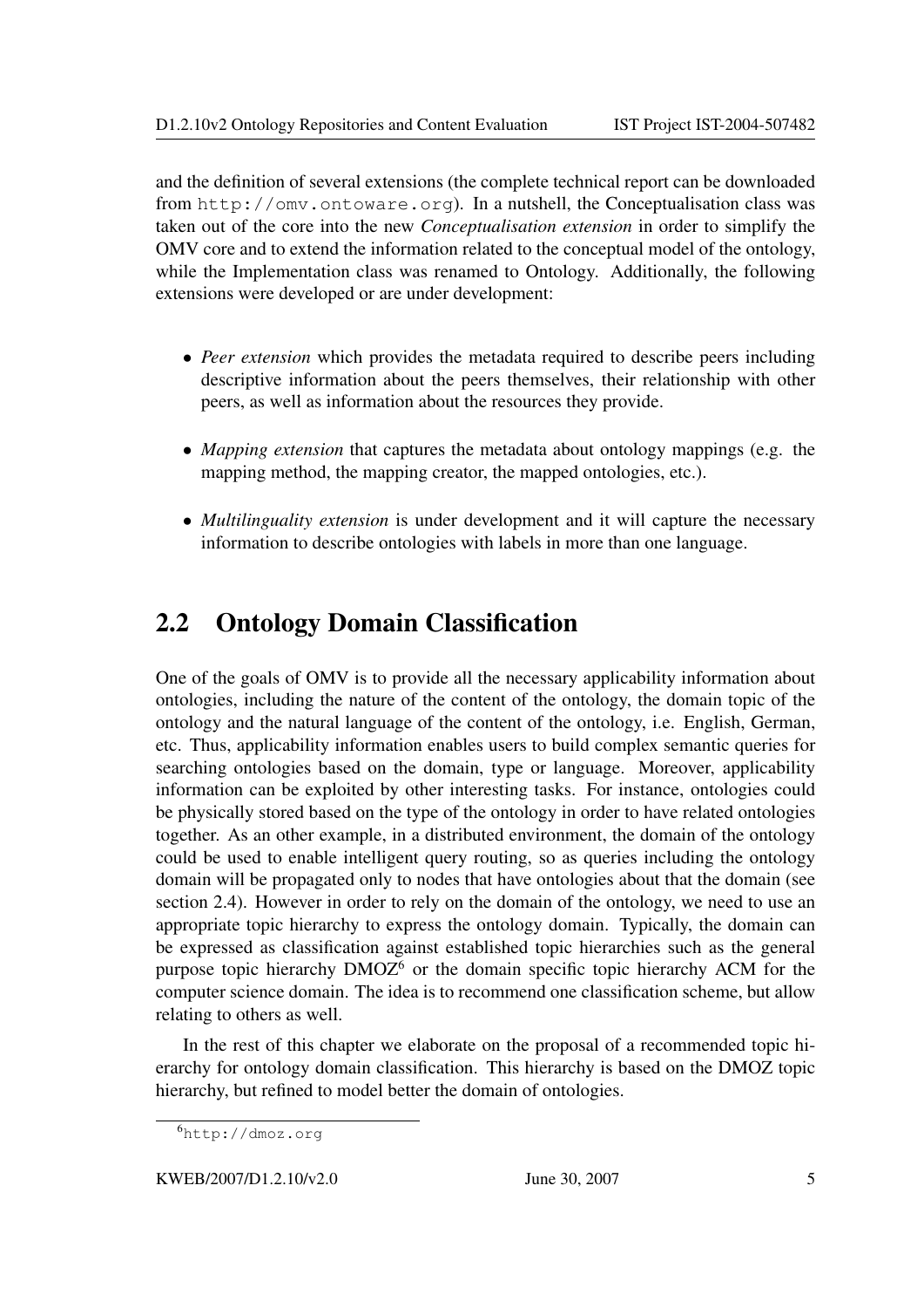and the definition of several extensions (the complete technical report can be downloaded from `http://omv.ontoware.org`). In a nutshell, the Conceptualisation class was taken out of the core into the new *Conceptualisation extension* in order to simplify the OMV core and to extend the information related to the conceptual model of the ontology, while the Implementation class was renamed to Ontology. Additionally, the following extensions were developed or are under development:

- *Peer extension* which provides the metadata required to describe peers including descriptive information about the peers themselves, their relationship with other peers, as well as information about the resources they provide.
- *Mapping extension* that captures the metadata about ontology mappings (e.g. the mapping method, the mapping creator, the mapped ontologies, etc.).
- *Multilinguality extension* is under development and it will capture the necessary information to describe ontologies with labels in more than one language.

## 2.2 Ontology Domain Classification

One of the goals of OMV is to provide all the necessary applicability information about ontologies, including the nature of the content of the ontology, the domain topic of the ontology and the natural language of the content of the ontology, i.e. English, German, etc. Thus, applicability information enables users to build complex semantic queries for searching ontologies based on the domain, type or language. Moreover, applicability information can be exploited by other interesting tasks. For instance, ontologies could be physically stored based on the type of the ontology in order to have related ontologies together. As an other example, in a distributed environment, the domain of the ontology could be used to enable intelligent query routing, so as queries including the ontology domain will be propagated only to nodes that have ontologies about that the domain (see section 2.4). However in order to rely on the domain of the ontology, we need to use an appropriate topic hierarchy to express the ontology domain. Typically, the domain can be expressed as classification against established topic hierarchies such as the general purpose topic hierarchy DMOZ[6] or the domain specific topic hierarchy ACM for the computer science domain. The idea is to recommend one classification scheme, but allow relating to others as well.

In the rest of this chapter we elaborate on the proposal of a recommended topic hierarchy for ontology domain classification. This hierarchy is based on the DMOZ topic hierarchy, but refined to model better the domain of ontologies.

[6] `http://dmoz.org`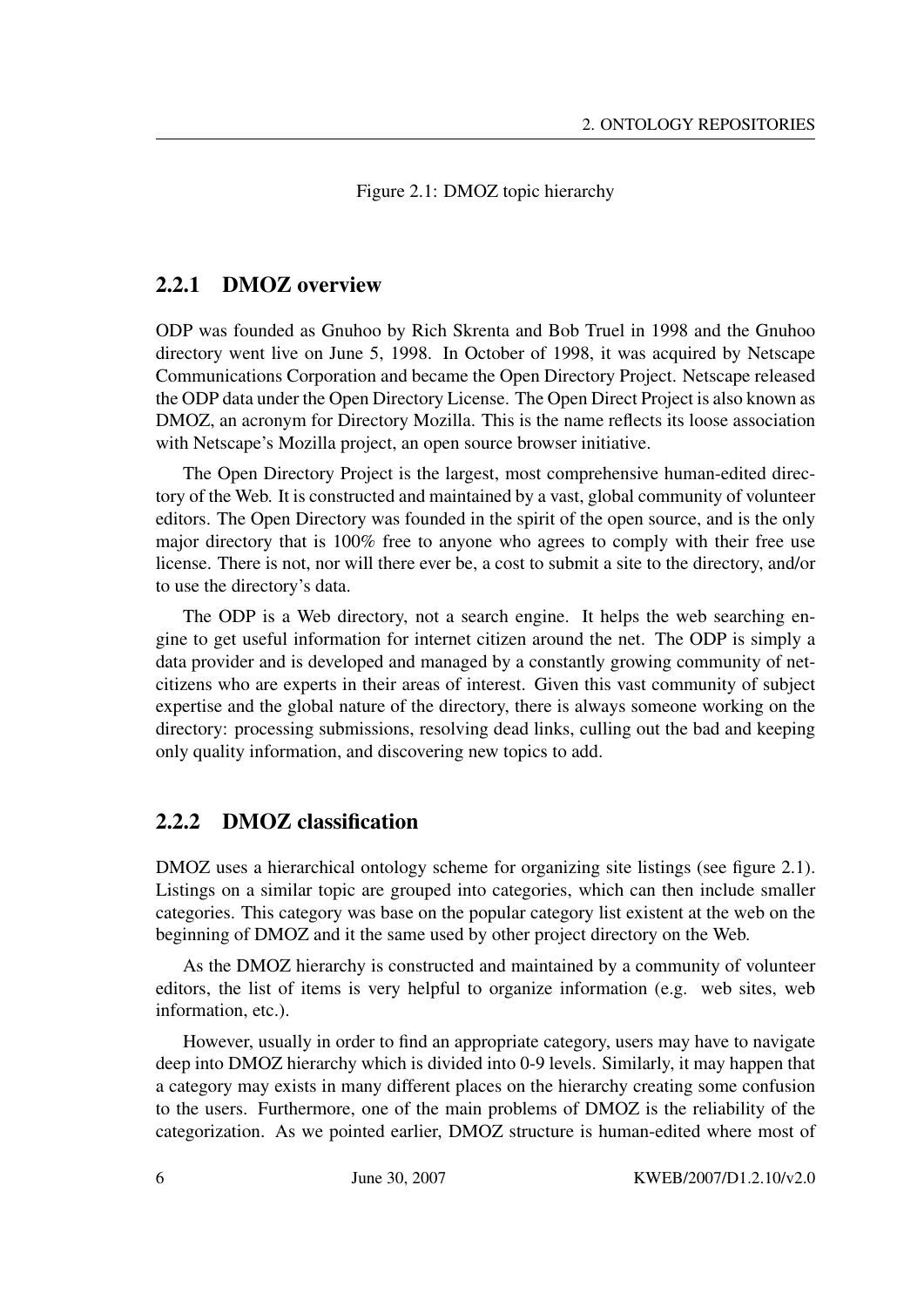Figure 2.1: DMOZ topic hierarchy

### 2.2.1 DMOZ overview

ODP was founded as Gnuhoo by Rich Skrenta and Bob Truel in 1998 and the Gnuhoo directory went live on June 5, 1998. In October of 1998, it was acquired by Netscape Communications Corporation and became the Open Directory Project. Netscape released the ODP data under the Open Directory License. The Open Direct Project is also known as DMOZ, an acronym for Directory Mozilla. This is the name reflects its loose association with Netscape's Mozilla project, an open source browser initiative.

The Open Directory Project is the largest, most comprehensive human-edited directory of the Web. It is constructed and maintained by a vast, global community of volunteer editors. The Open Directory was founded in the spirit of the open source, and is the only major directory that is 100% free to anyone who agrees to comply with their free use license. There is not, nor will there ever be, a cost to submit a site to the directory, and/or to use the directory's data.

The ODP is a Web directory, not a search engine. It helps the web searching engine to get useful information for internet citizen around the net. The ODP is simply a data provider and is developed and managed by a constantly growing community of net-citizens who are experts in their areas of interest. Given this vast community of subject expertise and the global nature of the directory, there is always someone working on the directory: processing submissions, resolving dead links, culling out the bad and keeping only quality information, and discovering new topics to add.

### 2.2.2 DMOZ classification

DMOZ uses a hierarchical ontology scheme for organizing site listings (see figure 2.1). Listings on a similar topic are grouped into categories, which can then include smaller categories. This category was base on the popular category list existent at the web on the beginning of DMOZ and it the same used by other project directory on the Web.

As the DMOZ hierarchy is constructed and maintained by a community of volunteer editors, the list of items is very helpful to organize information (e.g. web sites, web information, etc.).

However, usually in order to find an appropriate category, users may have to navigate deep into DMOZ hierarchy which is divided into 0-9 levels. Similarly, it may happen that a category may exists in many different places on the hierarchy creating some confusion to the users. Furthermore, one of the main problems of DMOZ is the reliability of the categorization. As we pointed earlier, DMOZ structure is human-edited where most of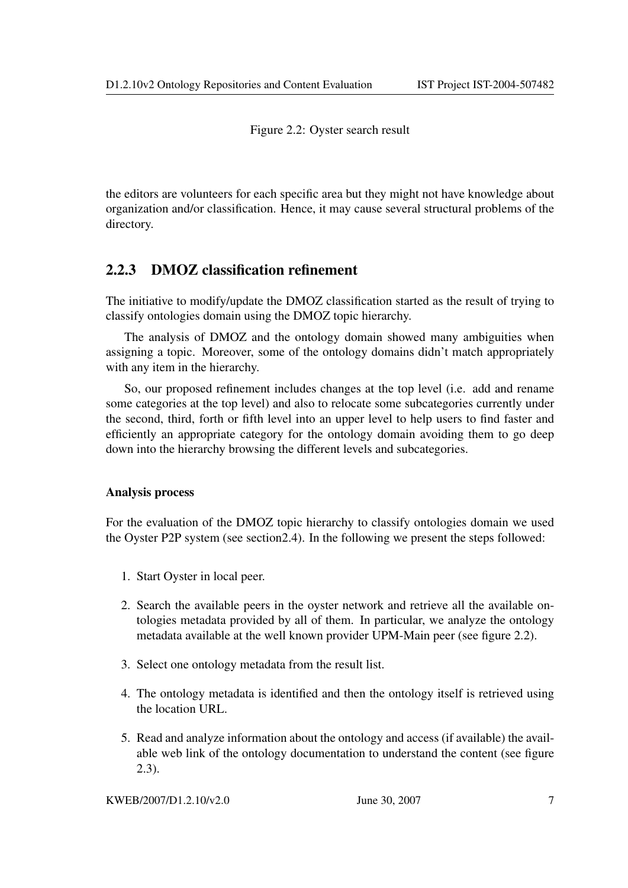Figure 2.2: Oyster search result

the editors are volunteers for each specific area but they might not have knowledge about organization and/or classification. Hence, it may cause several structural problems of the directory.

### 2.2.3 DMOZ classification refinement

The initiative to modify/update the DMOZ classification started as the result of trying to classify ontologies domain using the DMOZ topic hierarchy.

The analysis of DMOZ and the ontology domain showed many ambiguities when assigning a topic. Moreover, some of the ontology domains didn't match appropriately with any item in the hierarchy.

So, our proposed refinement includes changes at the top level (i.e. add and rename some categories at the top level) and also to relocate some subcategories currently under the second, third, forth or fifth level into an upper level to help users to find faster and efficiently an appropriate category for the ontology domain avoiding them to go deep down into the hierarchy browsing the different levels and subcategories.

#### Analysis process

For the evaluation of the DMOZ topic hierarchy to classify ontologies domain we used the Oyster P2P system (see section2.4). In the following we present the steps followed:

1. Start Oyster in local peer.
2. Search the available peers in the oyster network and retrieve all the available ontologies metadata provided by all of them. In particular, we analyze the ontology metadata available at the well known provider UPM-Main peer (see figure 2.2).
3. Select one ontology metadata from the result list.
4. The ontology metadata is identified and then the ontology itself is retrieved using the location URL.
5. Read and analyze information about the ontology and access (if available) the available web link of the ontology documentation to understand the content (see figure 2.3).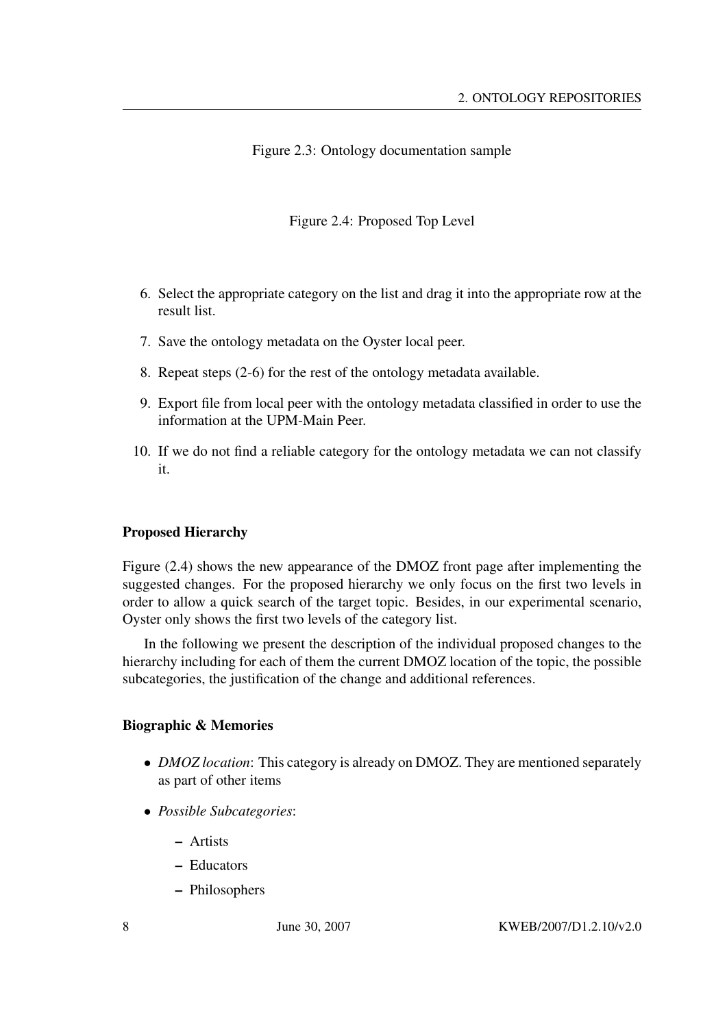Figure 2.3: Ontology documentation sample

Figure 2.4: Proposed Top Level

6. Select the appropriate category on the list and drag it into the appropriate row at the result list.
7. Save the ontology metadata on the Oyster local peer.
8. Repeat steps (2-6) for the rest of the ontology metadata available.
9. Export file from local peer with the ontology metadata classified in order to use the information at the UPM-Main Peer.
10. If we do not find a reliable category for the ontology metadata we can not classify it.

### Proposed Hierarchy

Figure (2.4) shows the new appearance of the DMOZ front page after implementing the suggested changes. For the proposed hierarchy we only focus on the first two levels in order to allow a quick search of the target topic. Besides, in our experimental scenario, Oyster only shows the first two levels of the category list.

In the following we present the description of the individual proposed changes to the hierarchy including for each of them the current DMOZ location of the topic, the possible subcategories, the justification of the change and additional references.

### Biographic & Memories

- *DMOZ location*: This category is already on DMOZ. They are mentioned separately as part of other items
- *Possible Subcategories*:
  - Artists
  - Educators
  - Philosophers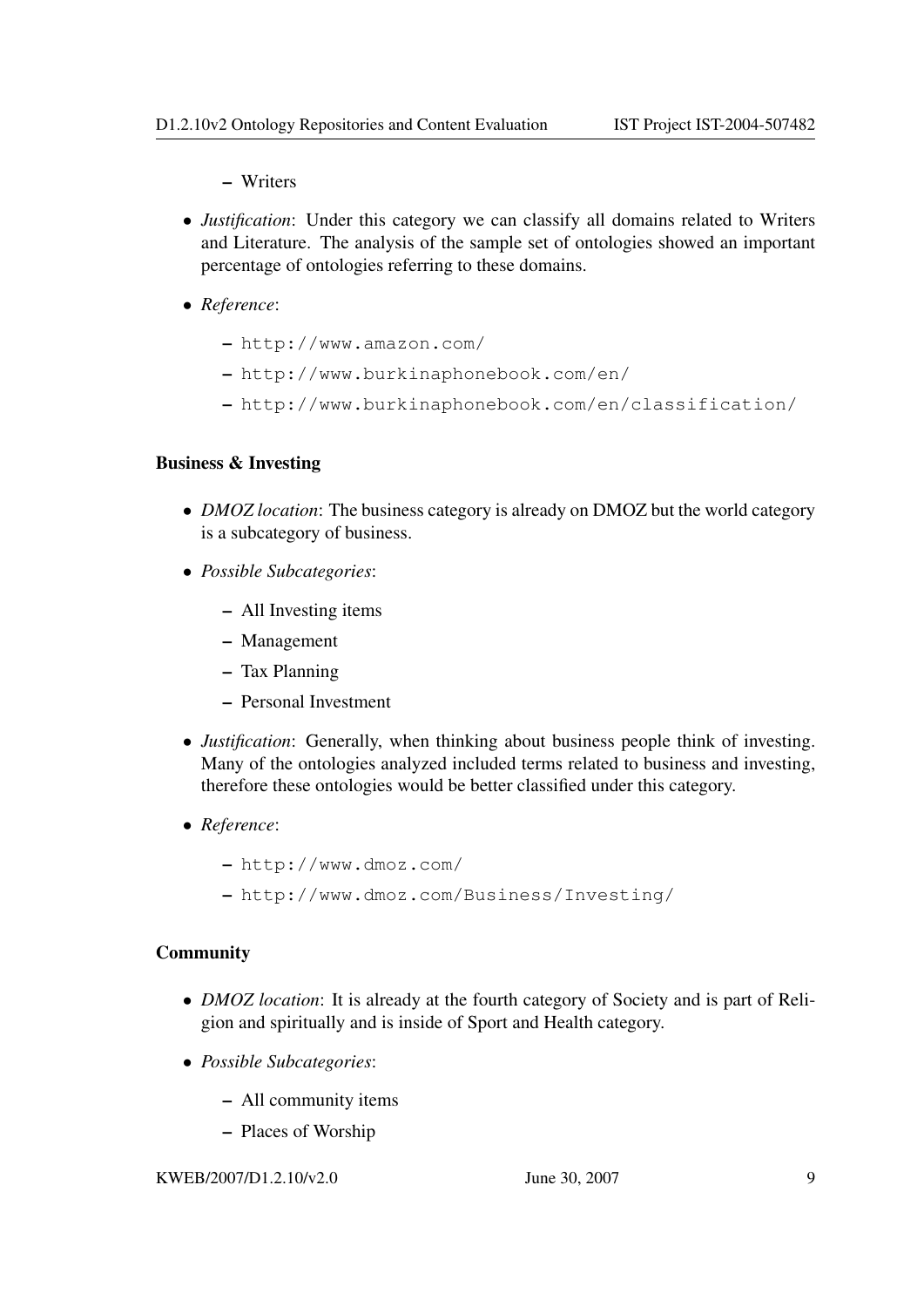- Writers

- *Justification*: Under this category we can classify all domains related to Writers and Literature. The analysis of the sample set of ontologies showed an important percentage of ontologies referring to these domains.

- *Reference*:
  - http://www.amazon.com/
  - http://www.burkinaphonebook.com/en/
  - http://www.burkinaphonebook.com/en/classification/

**Business & Investing**

- *DMOZ location*: The business category is already on DMOZ but the world category is a subcategory of business.

- *Possible Subcategories*:
  - All Investing items
  - Management
  - Tax Planning
  - Personal Investment

- *Justification*: Generally, when thinking about business people think of investing. Many of the ontologies analyzed included terms related to business and investing, therefore these ontologies would be better classified under this category.

- *Reference*:
  - http://www.dmoz.com/
  - http://www.dmoz.com/Business/Investing/

**Community**

- *DMOZ location*: It is already at the fourth category of Society and is part of Religion and spiritually and is inside of Sport and Health category.

- *Possible Subcategories*:
  - All community items
  - Places of Worship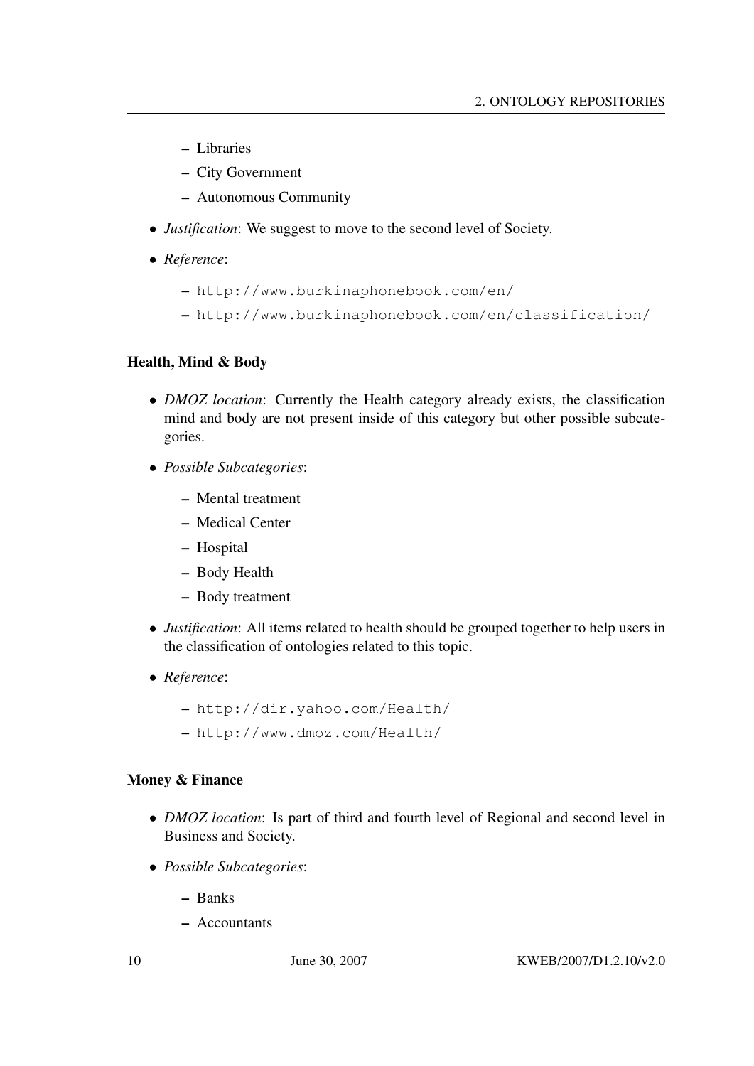- Libraries
  - City Government
  - Autonomous Community

- *Justification*: We suggest to move to the second level of Society.
- *Reference*:
  - http://www.burkinaphonebook.com/en/
  - http://www.burkinaphonebook.com/en/classification/

**Health, Mind & Body**

- *DMOZ location*: Currently the Health category already exists, the classification mind and body are not present inside of this category but other possible subcategories.
- *Possible Subcategories*:
  - Mental treatment
  - Medical Center
  - Hospital
  - Body Health
  - Body treatment
- *Justification*: All items related to health should be grouped together to help users in the classification of ontologies related to this topic.
- *Reference*:
  - http://dir.yahoo.com/Health/
  - http://www.dmoz.com/Health/

**Money & Finance**

- *DMOZ location*: Is part of third and fourth level of Regional and second level in Business and Society.
- *Possible Subcategories*:
  - Banks
  - Accountants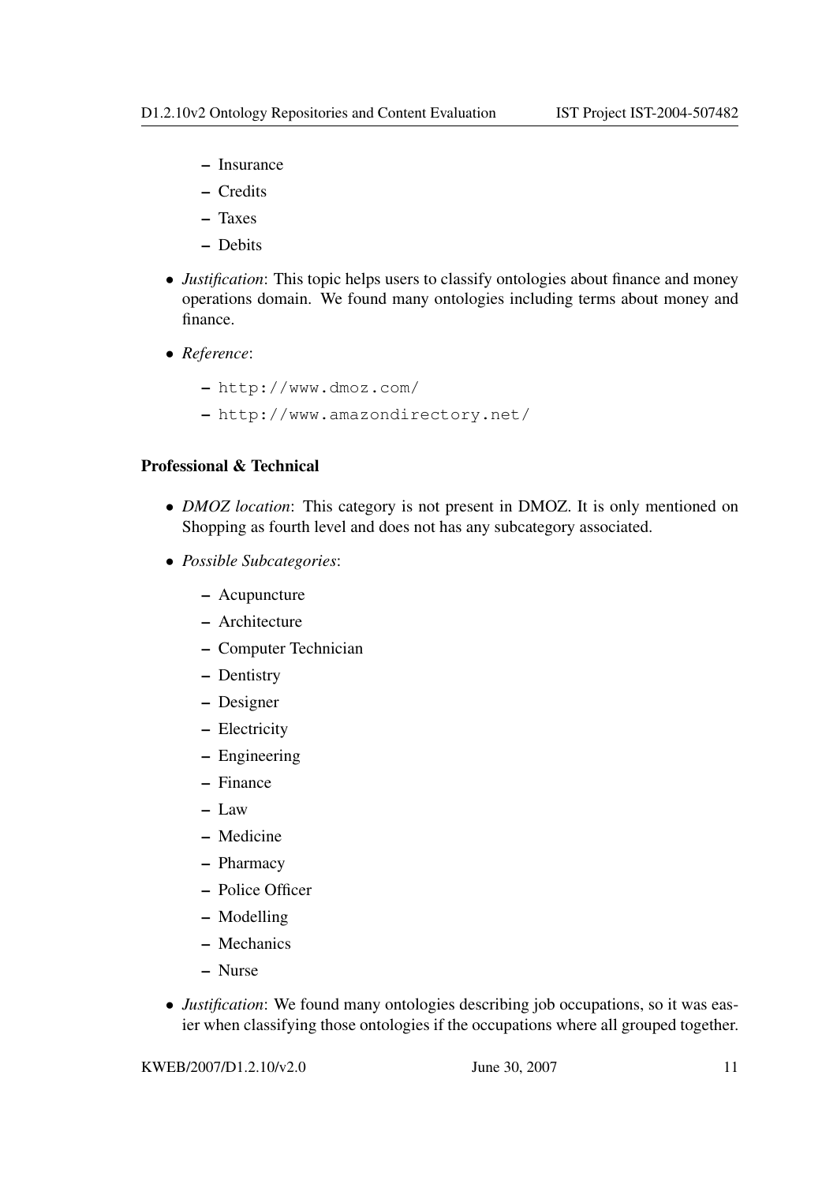- Insurance
  - Credits
  - Taxes
  - Debits

- *Justification*: This topic helps users to classify ontologies about finance and money operations domain. We found many ontologies including terms about money and finance.

- *Reference*:
  - `http://www.dmoz.com/`
  - `http://www.amazondirectory.net/`

**Professional & Technical**

- *DMOZ location*: This category is not present in DMOZ. It is only mentioned on Shopping as fourth level and does not has any subcategory associated.

- *Possible Subcategories*:
  - Acupuncture
  - Architecture
  - Computer Technician
  - Dentistry
  - Designer
  - Electricity
  - Engineering
  - Finance
  - Law
  - Medicine
  - Pharmacy
  - Police Officer
  - Modelling
  - Mechanics
  - Nurse

- *Justification*: We found many ontologies describing job occupations, so it was easier when classifying those ontologies if the occupations where all grouped together.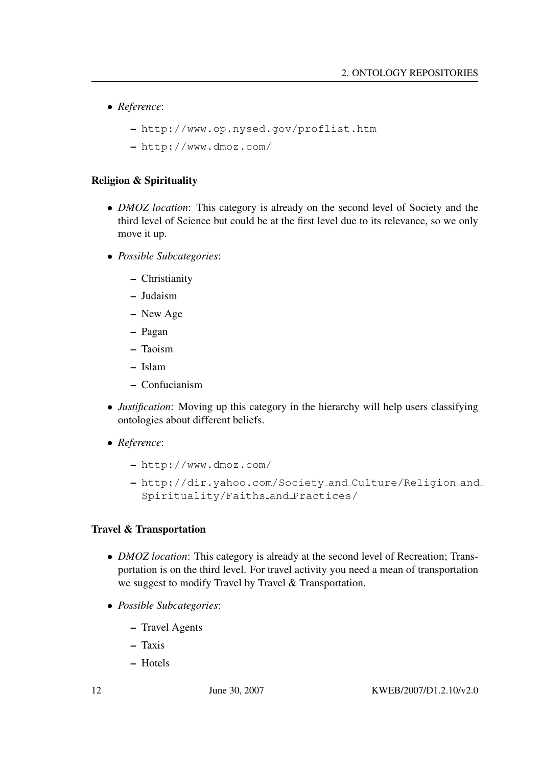- *Reference*:
  - http://www.op.nysed.gov/proflist.htm
  - http://www.dmoz.com/

#### Religion & Spirituality

- *DMOZ location*: This category is already on the second level of Society and the third level of Science but could be at the first level due to its relevance, so we only move it up.
- *Possible Subcategories*:
  - Christianity
  - Judaism
  - New Age
  - Pagan
  - Taoism
  - Islam
  - Confucianism
- *Justification*: Moving up this category in the hierarchy will help users classifying ontologies about different beliefs.
- *Reference*:
  - http://www.dmoz.com/
  - http://dir.yahoo.com/Society_and_Culture/Religion_and_Spirituality/Faiths_and_Practices/

#### Travel & Transportation

- *DMOZ location*: This category is already at the second level of Recreation; Transportation is on the third level. For travel activity you need a mean of transportation we suggest to modify Travel by Travel & Transportation.
- *Possible Subcategories*:
  - Travel Agents
  - Taxis
  - Hotels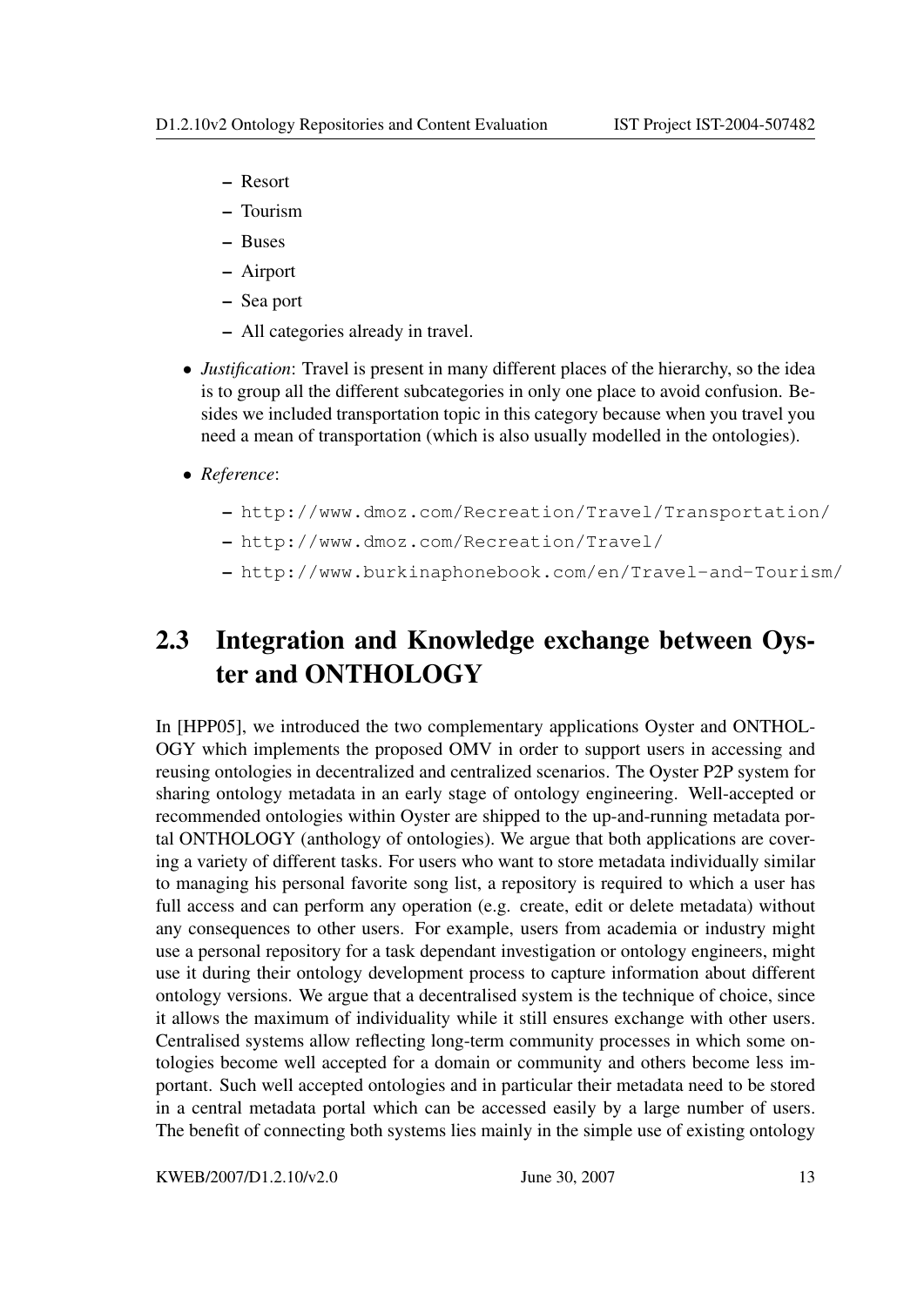- Resort
  - Tourism
  - Buses
  - Airport
  - Sea port
  - All categories already in travel.

- *Justification*: Travel is present in many different places of the hierarchy, so the idea is to group all the different subcategories in only one place to avoid confusion. Besides we included transportation topic in this category because when you travel you need a mean of transportation (which is also usually modelled in the ontologies).

- *Reference*:
  - http://www.dmoz.com/Recreation/Travel/Transportation/
  - http://www.dmoz.com/Recreation/Travel/
  - http://www.burkinaphonebook.com/en/Travel-and-Tourism/

## 2.3 Integration and Knowledge exchange between Oyster and ONTHOLOGY

In [HPP05], we introduced the two complementary applications Oyster and ONTHOLOGY which implements the proposed OMV in order to support users in accessing and reusing ontologies in decentralized and centralized scenarios. The Oyster P2P system for sharing ontology metadata in an early stage of ontology engineering. Well-accepted or recommended ontologies within Oyster are shipped to the up-and-running metadata portal ONTHOLOGY (anthology of ontologies). We argue that both applications are covering a variety of different tasks. For users who want to store metadata individually similar to managing his personal favorite song list, a repository is required to which a user has full access and can perform any operation (e.g. create, edit or delete metadata) without any consequences to other users. For example, users from academia or industry might use a personal repository for a task dependant investigation or ontology engineers, might use it during their ontology development process to capture information about different ontology versions. We argue that a decentralised system is the technique of choice, since it allows the maximum of individuality while it still ensures exchange with other users. Centralised systems allow reflecting long-term community processes in which some ontologies become well accepted for a domain or community and others become less important. Such well accepted ontologies and in particular their metadata need to be stored in a central metadata portal which can be accessed easily by a large number of users. The benefit of connecting both systems lies mainly in the simple use of existing ontology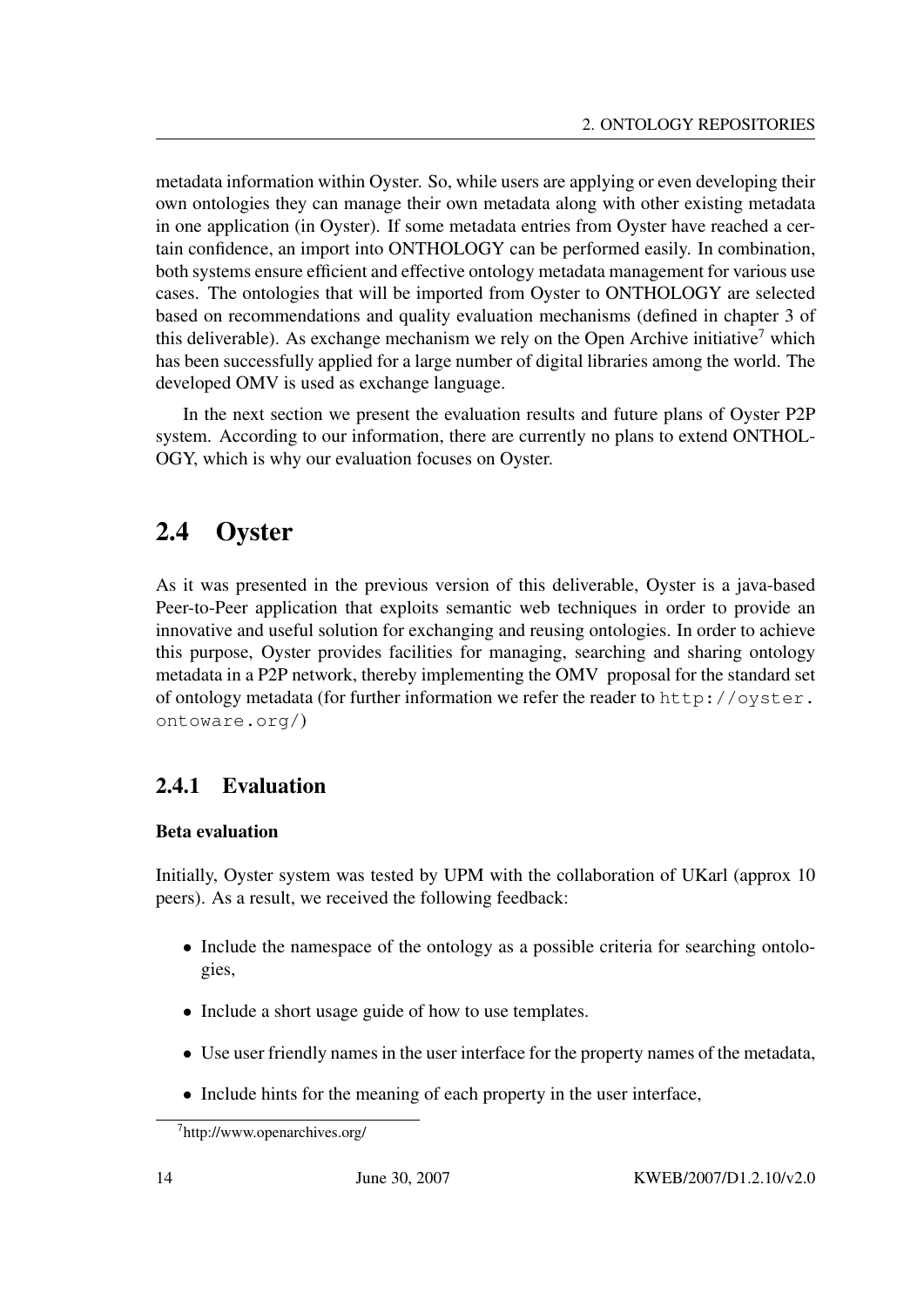metadata information within Oyster. So, while users are applying or even developing their own ontologies they can manage their own metadata along with other existing metadata in one application (in Oyster). If some metadata entries from Oyster have reached a certain confidence, an import into ONTHOLOGY can be performed easily. In combination, both systems ensure efficient and effective ontology metadata management for various use cases. The ontologies that will be imported from Oyster to ONTHOLOGY are selected based on recommendations and quality evaluation mechanisms (defined in chapter 3 of this deliverable). As exchange mechanism we rely on the Open Archive initiative[7] which has been successfully applied for a large number of digital libraries among the world. The developed OMV is used as exchange language.

In the next section we present the evaluation results and future plans of Oyster P2P system. According to our information, there are currently no plans to extend ONTHOLOGY, which is why our evaluation focuses on Oyster.

## 2.4 Oyster

As it was presented in the previous version of this deliverable, Oyster is a java-based Peer-to-Peer application that exploits semantic web techniques in order to provide an innovative and useful solution for exchanging and reusing ontologies. In order to achieve this purpose, Oyster provides facilities for managing, searching and sharing ontology metadata in a P2P network, thereby implementing the OMV proposal for the standard set of ontology metadata (for further information we refer the reader to `http://oyster.ontoware.org/`)

### 2.4.1 Evaluation

#### Beta evaluation

Initially, Oyster system was tested by UPM with the collaboration of UKarl (approx 10 peers). As a result, we received the following feedback:

- Include the namespace of the ontology as a possible criteria for searching ontologies,
- Include a short usage guide of how to use templates.
- Use user friendly names in the user interface for the property names of the metadata,
- Include hints for the meaning of each property in the user interface,

[7] http://www.openarchives.org/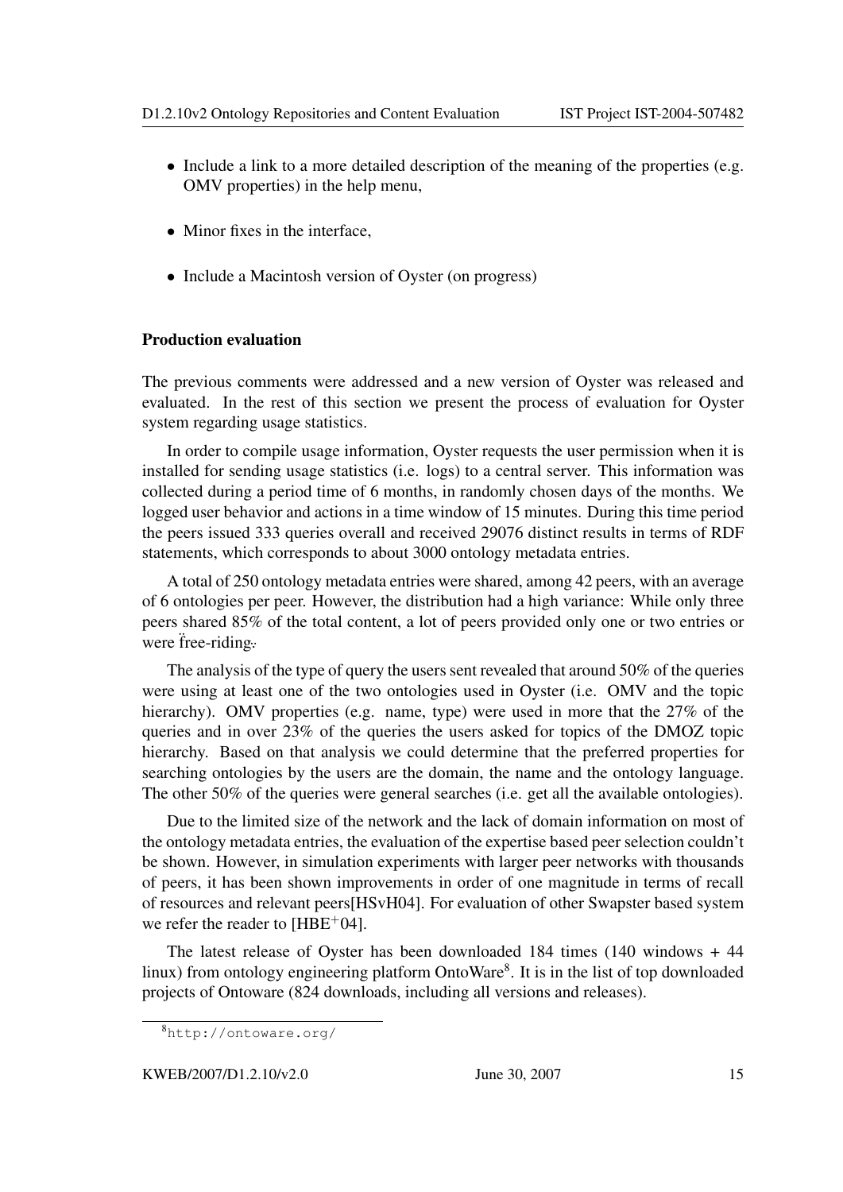- Include a link to a more detailed description of the meaning of the properties (e.g. OMV properties) in the help menu,
- Minor fixes in the interface,
- Include a Macintosh version of Oyster (on progress)

**Production evaluation**

The previous comments were addressed and a new version of Oyster was released and evaluated. In the rest of this section we present the process of evaluation for Oyster system regarding usage statistics.

In order to compile usage information, Oyster requests the user permission when it is installed for sending usage statistics (i.e. logs) to a central server. This information was collected during a period time of 6 months, in randomly chosen days of the months. We logged user behavior and actions in a time window of 15 minutes. During this time period the peers issued 333 queries overall and received 29076 distinct results in terms of RDF statements, which corresponds to about 3000 ontology metadata entries.

A total of 250 ontology metadata entries were shared, among 42 peers, with an average of 6 ontologies per peer. However, the distribution had a high variance: While only three peers shared 85% of the total content, a lot of peers provided only one or two entries or were free-riding.

The analysis of the type of query the users sent revealed that around 50% of the queries were using at least one of the two ontologies used in Oyster (i.e. OMV and the topic hierarchy). OMV properties (e.g. name, type) were used in more that the 27% of the queries and in over 23% of the queries the users asked for topics of the DMOZ topic hierarchy. Based on that analysis we could determine that the preferred properties for searching ontologies by the users are the domain, the name and the ontology language. The other 50% of the queries were general searches (i.e. get all the available ontologies).

Due to the limited size of the network and the lack of domain information on most of the ontology metadata entries, the evaluation of the expertise based peer selection couldn't be shown. However, in simulation experiments with larger peer networks with thousands of peers, it has been shown improvements in order of one magnitude in terms of recall of resources and relevant peers[HSvH04]. For evaluation of other Swapster based system we refer the reader to [HBE+04].

The latest release of Oyster has been downloaded 184 times (140 windows + 44 linux) from ontology engineering platform OntoWare[8]. It is in the list of top downloaded projects of Ontoware (824 downloads, including all versions and releases).

[8] http://ontoware.org/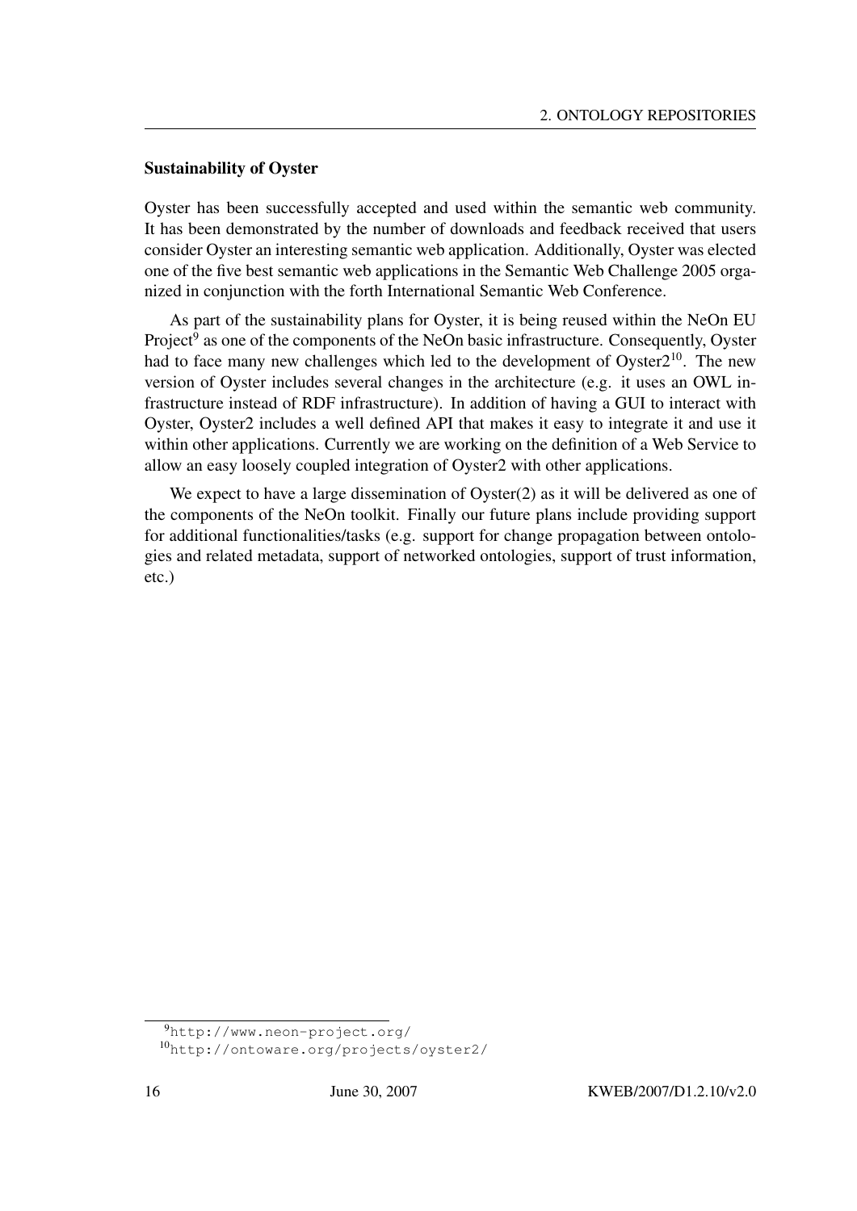### Sustainability of Oyster

Oyster has been successfully accepted and used within the semantic web community. It has been demonstrated by the number of downloads and feedback received that users consider Oyster an interesting semantic web application. Additionally, Oyster was elected one of the five best semantic web applications in the Semantic Web Challenge 2005 organized in conjunction with the forth International Semantic Web Conference.

As part of the sustainability plans for Oyster, it is being reused within the NeOn EU Project[9] as one of the components of the NeOn basic infrastructure. Consequently, Oyster had to face many new challenges which led to the development of Oyster2[10]. The new version of Oyster includes several changes in the architecture (e.g. it uses an OWL infrastructure instead of RDF infrastructure). In addition of having a GUI to interact with Oyster, Oyster2 includes a well defined API that makes it easy to integrate it and use it within other applications. Currently we are working on the definition of a Web Service to allow an easy loosely coupled integration of Oyster2 with other applications.

We expect to have a large dissemination of Oyster(2) as it will be delivered as one of the components of the NeOn toolkit. Finally our future plans include providing support for additional functionalities/tasks (e.g. support for change propagation between ontologies and related metadata, support of networked ontologies, support of trust information, etc.)

[9] `http://www.neon-project.org/`

[10] `http://ontoware.org/projects/oyster2/`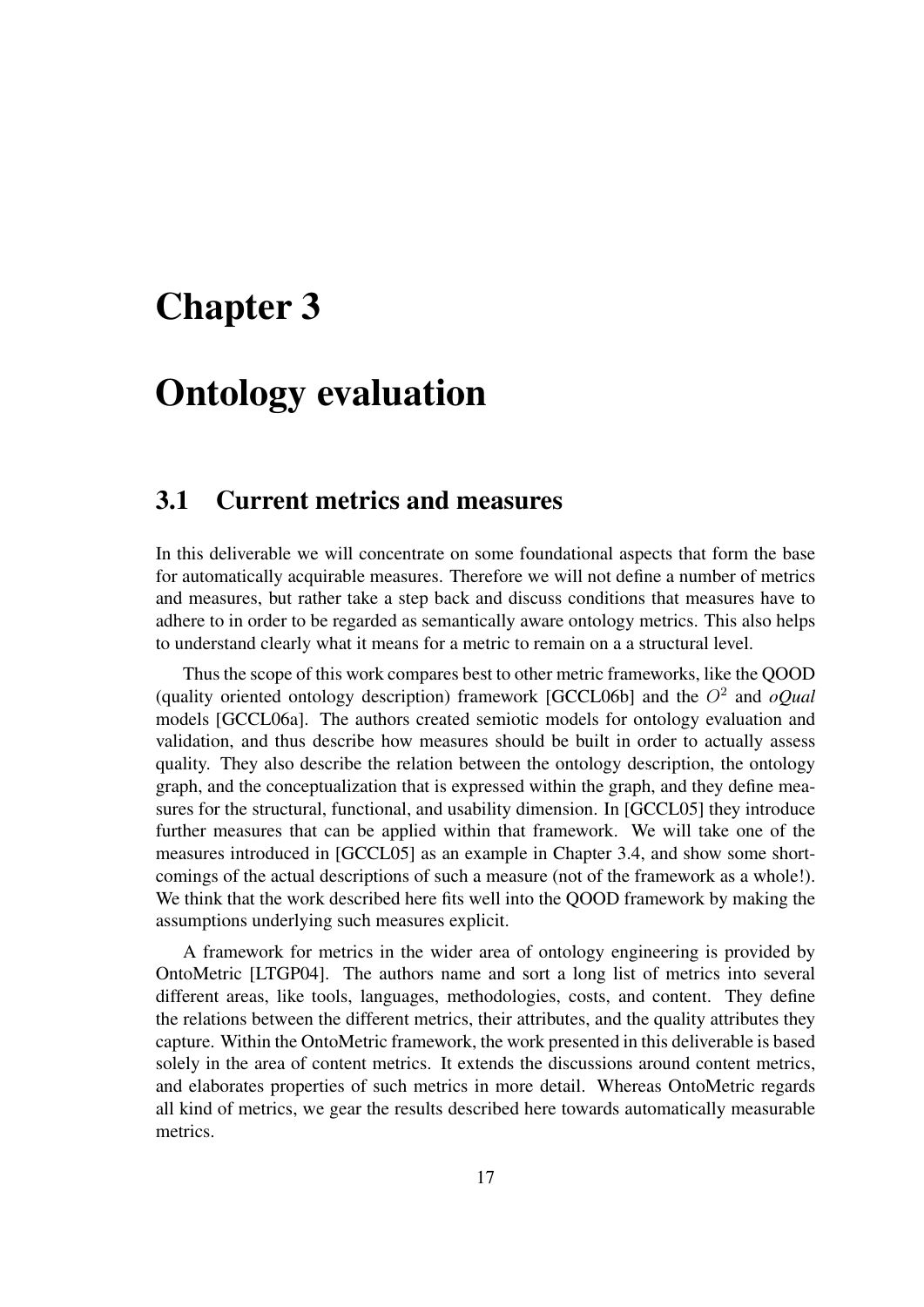# Chapter 3

# Ontology evaluation

## 3.1 Current metrics and measures

In this deliverable we will concentrate on some foundational aspects that form the base for automatically acquirable measures. Therefore we will not define a number of metrics and measures, but rather take a step back and discuss conditions that measures have to adhere to in order to be regarded as semantically aware ontology metrics. This also helps to understand clearly what it means for a metric to remain on a a structural level.

Thus the scope of this work compares best to other metric frameworks, like the QOOD (quality oriented ontology description) framework [GCCL06b] and the $O^2$ and *oQual* models [GCCL06a]. The authors created semiotic models for ontology evaluation and validation, and thus describe how measures should be built in order to actually assess quality. They also describe the relation between the ontology description, the ontology graph, and the conceptualization that is expressed within the graph, and they define measures for the structural, functional, and usability dimension. In [GCCL05] they introduce further measures that can be applied within that framework. We will take one of the measures introduced in [GCCL05] as an example in Chapter 3.4, and show some shortcomings of the actual descriptions of such a measure (not of the framework as a whole!). We think that the work described here fits well into the QOOD framework by making the assumptions underlying such measures explicit.

A framework for metrics in the wider area of ontology engineering is provided by OntoMetric [LTGP04]. The authors name and sort a long list of metrics into several different areas, like tools, languages, methodologies, costs, and content. They define the relations between the different metrics, their attributes, and the quality attributes they capture. Within the OntoMetric framework, the work presented in this deliverable is based solely in the area of content metrics. It extends the discussions around content metrics, and elaborates properties of such metrics in more detail. Whereas OntoMetric regards all kind of metrics, we gear the results described here towards automatically measurable metrics.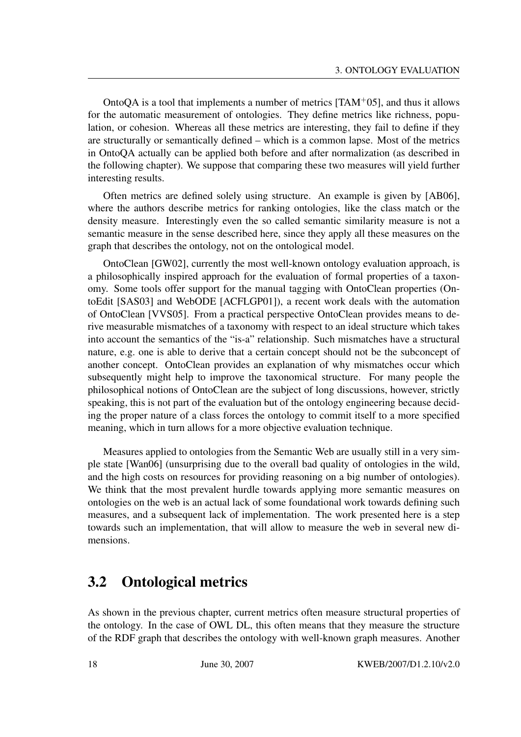OntoQA is a tool that implements a number of metrics [TAM$^+$05], and thus it allows for the automatic measurement of ontologies. They define metrics like richness, population, or cohesion. Whereas all these metrics are interesting, they fail to define if they are structurally or semantically defined – which is a common lapse. Most of the metrics in OntoQA actually can be applied both before and after normalization (as described in the following chapter). We suppose that comparing these two measures will yield further interesting results.

Often metrics are defined solely using structure. An example is given by [AB06], where the authors describe metrics for ranking ontologies, like the class match or the density measure. Interestingly even the so called semantic similarity measure is not a semantic measure in the sense described here, since they apply all these measures on the graph that describes the ontology, not on the ontological model.

OntoClean [GW02], currently the most well-known ontology evaluation approach, is a philosophically inspired approach for the evaluation of formal properties of a taxonomy. Some tools offer support for the manual tagging with OntoClean properties (OntoEdit [SAS03] and WebODE [ACFLGP01]), a recent work deals with the automation of OntoClean [VVS05]. From a practical perspective OntoClean provides means to derive measurable mismatches of a taxonomy with respect to an ideal structure which takes into account the semantics of the "is-a" relationship. Such mismatches have a structural nature, e.g. one is able to derive that a certain concept should not be the subconcept of another concept. OntoClean provides an explanation of why mismatches occur which subsequently might help to improve the taxonomical structure. For many people the philosophical notions of OntoClean are the subject of long discussions, however, strictly speaking, this is not part of the evaluation but of the ontology engineering because deciding the proper nature of a class forces the ontology to commit itself to a more specified meaning, which in turn allows for a more objective evaluation technique.

Measures applied to ontologies from the Semantic Web are usually still in a very simple state [Wan06] (unsurprising due to the overall bad quality of ontologies in the wild, and the high costs on resources for providing reasoning on a big number of ontologies). We think that the most prevalent hurdle towards applying more semantic measures on ontologies on the web is an actual lack of some foundational work towards defining such measures, and a subsequent lack of implementation. The work presented here is a step towards such an implementation, that will allow to measure the web in several new dimensions.

## 3.2 Ontological metrics

As shown in the previous chapter, current metrics often measure structural properties of the ontology. In the case of OWL DL, this often means that they measure the structure of the RDF graph that describes the ontology with well-known graph measures. Another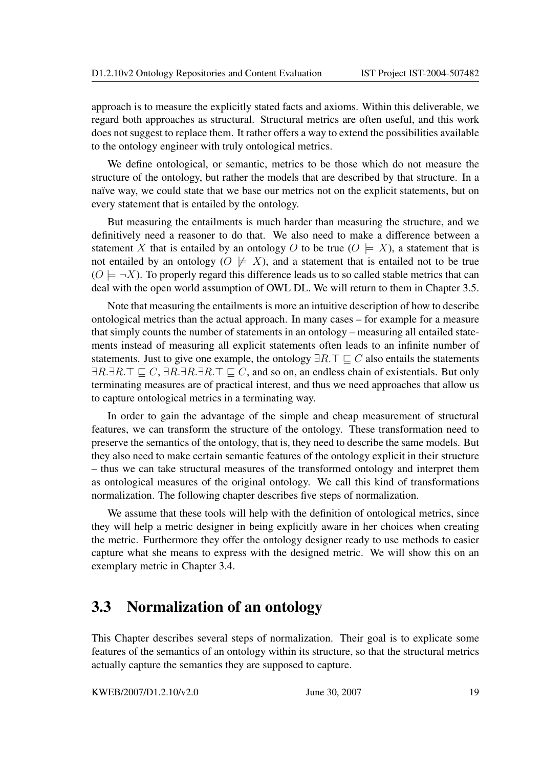approach is to measure the explicitly stated facts and axioms. Within this deliverable, we regard both approaches as structural. Structural metrics are often useful, and this work does not suggest to replace them. It rather offers a way to extend the possibilities available to the ontology engineer with truly ontological metrics.

We define ontological, or semantic, metrics to be those which do not measure the structure of the ontology, but rather the models that are described by that structure. In a naïve way, we could state that we base our metrics not on the explicit statements, but on every statement that is entailed by the ontology.

But measuring the entailments is much harder than measuring the structure, and we definitively need a reasoner to do that. We also need to make a difference between a statement $X$ that is entailed by an ontology $O$ to be true ($O \models X$), a statement that is not entailed by an ontology ($O \not\models X$), and a statement that is entailed not to be true ($O \models \neg X$). To properly regard this difference leads us to so called stable metrics that can deal with the open world assumption of OWL DL. We will return to them in Chapter 3.5.

Note that measuring the entailments is more an intuitive description of how to describe ontological metrics than the actual approach. In many cases – for example for a measure that simply counts the number of statements in an ontology – measuring all entailed statements instead of measuring all explicit statements often leads to an infinite number of statements. Just to give one example, the ontology $\exists R.\top \sqsubseteq C$ also entails the statements $\exists R.\exists R.\top \sqsubseteq C$, $\exists R.\exists R.\exists R.\top \sqsubseteq C$, and so on, an endless chain of existentials. But only terminating measures are of practical interest, and thus we need approaches that allow us to capture ontological metrics in a terminating way.

In order to gain the advantage of the simple and cheap measurement of structural features, we can transform the structure of the ontology. These transformation need to preserve the semantics of the ontology, that is, they need to describe the same models. But they also need to make certain semantic features of the ontology explicit in their structure – thus we can take structural measures of the transformed ontology and interpret them as ontological measures of the original ontology. We call this kind of transformations normalization. The following chapter describes five steps of normalization.

We assume that these tools will help with the definition of ontological metrics, since they will help a metric designer in being explicitly aware in her choices when creating the metric. Furthermore they offer the ontology designer ready to use methods to easier capture what she means to express with the designed metric. We will show this on an exemplary metric in Chapter 3.4.

## 3.3 Normalization of an ontology

This Chapter describes several steps of normalization. Their goal is to explicate some features of the semantics of an ontology within its structure, so that the structural metrics actually capture the semantics they are supposed to capture.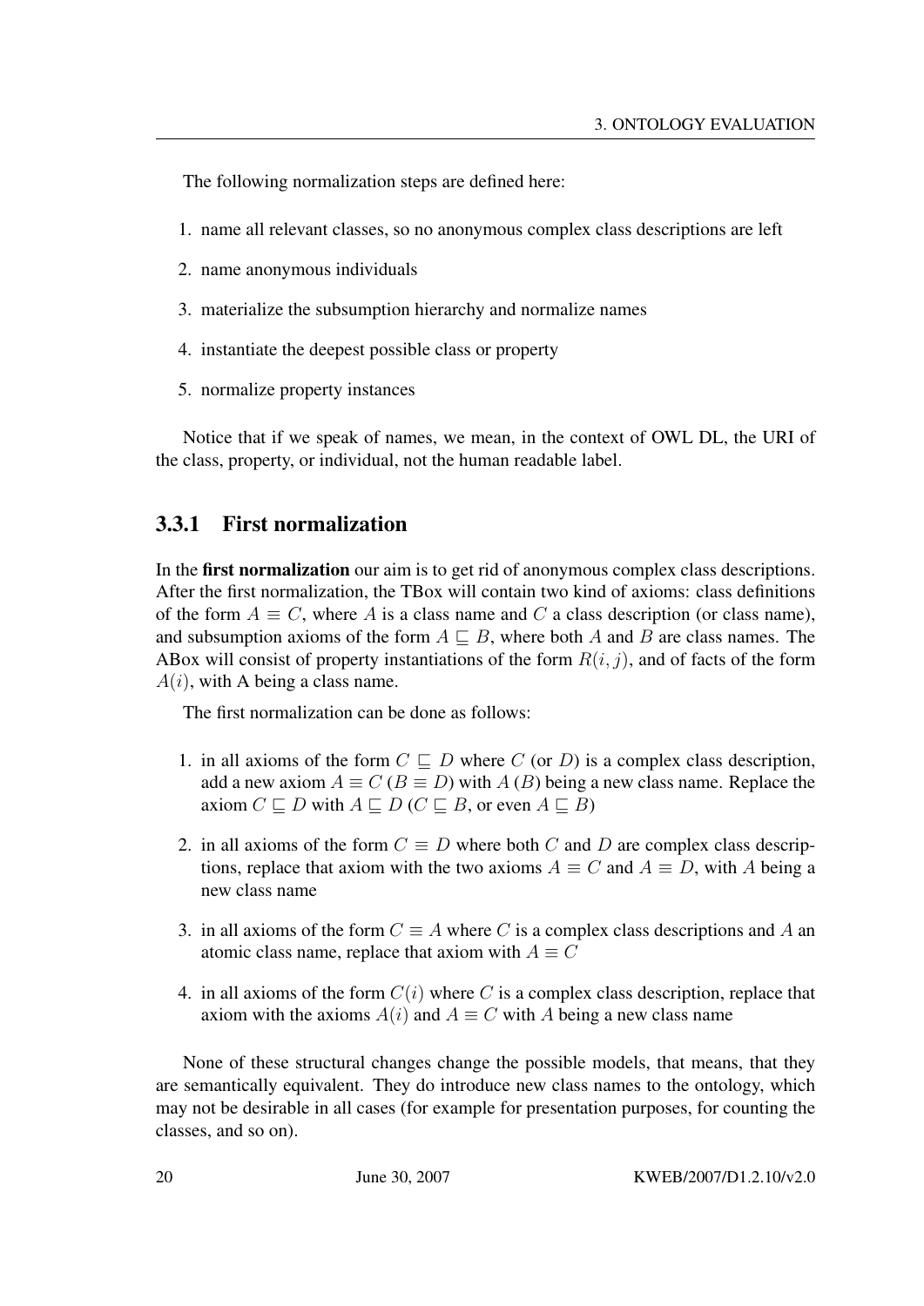The following normalization steps are defined here:

1. name all relevant classes, so no anonymous complex class descriptions are left
2. name anonymous individuals
3. materialize the subsumption hierarchy and normalize names
4. instantiate the deepest possible class or property
5. normalize property instances

Notice that if we speak of names, we mean, in the context of OWL DL, the URI of the class, property, or individual, not the human readable label.

### 3.3.1 First normalization

In the **first normalization** our aim is to get rid of anonymous complex class descriptions. After the first normalization, the TBox will contain two kind of axioms: class definitions of the form $A \equiv C$, where $A$ is a class name and $C$ a class description (or class name), and subsumption axioms of the form $A \sqsubseteq B$, where both $A$ and $B$ are class names. The ABox will consist of property instantiations of the form $R(i, j)$, and of facts of the form $A(i)$, with A being a class name.

The first normalization can be done as follows:

1. in all axioms of the form $C \sqsubseteq D$ where $C$ (or $D$) is a complex class description, add a new axiom $A \equiv C$ ($B \equiv D$) with $A$ ($B$) being a new class name. Replace the axiom $C \sqsubseteq D$ with $A \sqsubseteq D$ ($C \sqsubseteq B$, or even $A \sqsubseteq B$)
2. in all axioms of the form $C \equiv D$ where both $C$ and $D$ are complex class descriptions, replace that axiom with the two axioms $A \equiv C$ and $A \equiv D$, with $A$ being a new class name
3. in all axioms of the form $C \equiv A$ where $C$ is a complex class descriptions and $A$ an atomic class name, replace that axiom with $A \equiv C$
4. in all axioms of the form $C(i)$ where $C$ is a complex class description, replace that axiom with the axioms $A(i)$ and $A \equiv C$ with $A$ being a new class name

None of these structural changes change the possible models, that means, that they are semantically equivalent. They do introduce new class names to the ontology, which may not be desirable in all cases (for example for presentation purposes, for counting the classes, and so on).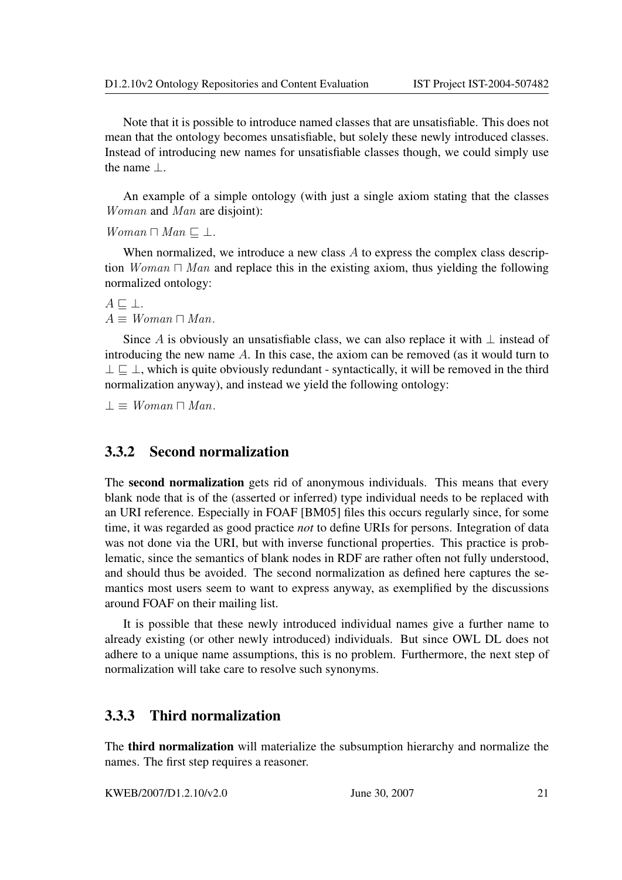Note that it is possible to introduce named classes that are unsatisfiable. This does not mean that the ontology becomes unsatisfiable, but solely these newly introduced classes. Instead of introducing new names for unsatisfiable classes though, we could simply use the name $\bot$.

An example of a simple ontology (with just a single axiom stating that the classes $Woman$ and $Man$ are disjoint):

$Woman \sqcap Man \sqsubseteq \bot.$

When normalized, we introduce a new class $A$ to express the complex class description $Woman \sqcap Man$ and replace this in the existing axiom, thus yielding the following normalized ontology:

$A \sqsubseteq \bot.$
$A \equiv Woman \sqcap Man.$

Since $A$ is obviously an unsatisfiable class, we can also replace it with $\bot$ instead of introducing the new name $A$. In this case, the axiom can be removed (as it would turn to $\bot \sqsubseteq \bot$, which is quite obviously redundant - syntactically, it will be removed in the third normalization anyway), and instead we yield the following ontology:

$\bot \equiv Woman \sqcap Man.$

### 3.3.2 Second normalization

The **second normalization** gets rid of anonymous individuals. This means that every blank node that is of the (asserted or inferred) type individual needs to be replaced with an URI reference. Especially in FOAF [BM05] files this occurs regularly since, for some time, it was regarded as good practice *not* to define URIs for persons. Integration of data was not done via the URI, but with inverse functional properties. This practice is problematic, since the semantics of blank nodes in RDF are rather often not fully understood, and should thus be avoided. The second normalization as defined here captures the semantics most users seem to want to express anyway, as exemplified by the discussions around FOAF on their mailing list.

It is possible that these newly introduced individual names give a further name to already existing (or other newly introduced) individuals. But since OWL DL does not adhere to a unique name assumptions, this is no problem. Furthermore, the next step of normalization will take care to resolve such synonyms.

### 3.3.3 Third normalization

The **third normalization** will materialize the subsumption hierarchy and normalize the names. The first step requires a reasoner.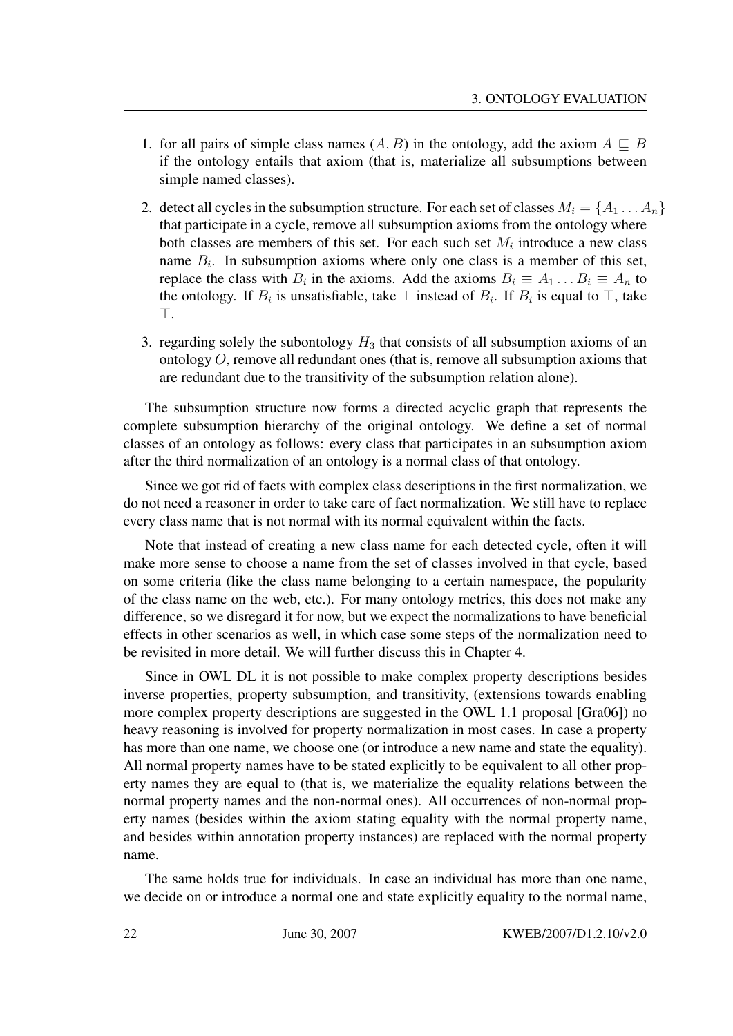1. for all pairs of simple class names $(A, B)$ in the ontology, add the axiom $A \sqsubseteq B$ if the ontology entails that axiom (that is, materialize all subsumptions between simple named classes).

2. detect all cycles in the subsumption structure. For each set of classes $M_i = \{A_1 \dots A_n\}$ that participate in a cycle, remove all subsumption axioms from the ontology where both classes are members of this set. For each such set $M_i$ introduce a new class name $B_i$. In subsumption axioms where only one class is a member of this set, replace the class with $B_i$ in the axioms. Add the axioms $B_i \equiv A_1 \dots B_i \equiv A_n$ to the ontology. If $B_i$ is unsatisfiable, take $\bot$ instead of $B_i$. If $B_i$ is equal to $\top$, take $\top$.

3. regarding solely the subontology $H_3$ that consists of all subsumption axioms of an ontology $O$, remove all redundant ones (that is, remove all subsumption axioms that are redundant due to the transitivity of the subsumption relation alone).

The subsumption structure now forms a directed acyclic graph that represents the complete subsumption hierarchy of the original ontology. We define a set of normal classes of an ontology as follows: every class that participates in an subsumption axiom after the third normalization of an ontology is a normal class of that ontology.

Since we got rid of facts with complex class descriptions in the first normalization, we do not need a reasoner in order to take care of fact normalization. We still have to replace every class name that is not normal with its normal equivalent within the facts.

Note that instead of creating a new class name for each detected cycle, often it will make more sense to choose a name from the set of classes involved in that cycle, based on some criteria (like the class name belonging to a certain namespace, the popularity of the class name on the web, etc.). For many ontology metrics, this does not make any difference, so we disregard it for now, but we expect the normalizations to have beneficial effects in other scenarios as well, in which case some steps of the normalization need to be revisited in more detail. We will further discuss this in Chapter 4.

Since in OWL DL it is not possible to make complex property descriptions besides inverse properties, property subsumption, and transitivity, (extensions towards enabling more complex property descriptions are suggested in the OWL 1.1 proposal [Gra06]) no heavy reasoning is involved for property normalization in most cases. In case a property has more than one name, we choose one (or introduce a new name and state the equality). All normal property names have to be stated explicitly to be equivalent to all other property names they are equal to (that is, we materialize the equality relations between the normal property names and the non-normal ones). All occurrences of non-normal property names (besides within the axiom stating equality with the normal property name, and besides within annotation property instances) are replaced with the normal property name.

The same holds true for individuals. In case an individual has more than one name, we decide on or introduce a normal one and state explicitly equality to the normal name,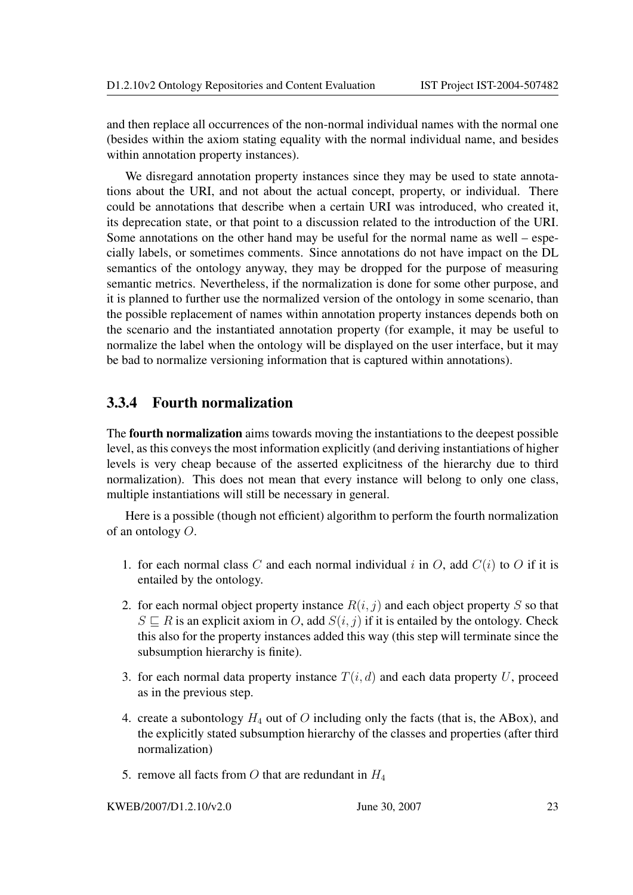and then replace all occurrences of the non-normal individual names with the normal one (besides within the axiom stating equality with the normal individual name, and besides within annotation property instances).

We disregard annotation property instances since they may be used to state annotations about the URI, and not about the actual concept, property, or individual. There could be annotations that describe when a certain URI was introduced, who created it, its deprecation state, or that point to a discussion related to the introduction of the URI. Some annotations on the other hand may be useful for the normal name as well – especially labels, or sometimes comments. Since annotations do not have impact on the DL semantics of the ontology anyway, they may be dropped for the purpose of measuring semantic metrics. Nevertheless, if the normalization is done for some other purpose, and it is planned to further use the normalized version of the ontology in some scenario, than the possible replacement of names within annotation property instances depends both on the scenario and the instantiated annotation property (for example, it may be useful to normalize the label when the ontology will be displayed on the user interface, but it may be bad to normalize versioning information that is captured within annotations).

### 3.3.4 Fourth normalization

The **fourth normalization** aims towards moving the instantiations to the deepest possible level, as this conveys the most information explicitly (and deriving instantiations of higher levels is very cheap because of the asserted explicitness of the hierarchy due to third normalization). This does not mean that every instance will belong to only one class, multiple instantiations will still be necessary in general.

Here is a possible (though not efficient) algorithm to perform the fourth normalization of an ontology $O$.

1. for each normal class $C$ and each normal individual $i$ in $O$, add $C(i)$ to $O$ if it is entailed by the ontology.
2. for each normal object property instance $R(i, j)$ and each object property $S$ so that $S \sqsubseteq R$ is an explicit axiom in $O$, add $S(i, j)$ if it is entailed by the ontology. Check this also for the property instances added this way (this step will terminate since the subsumption hierarchy is finite).
3. for each normal data property instance $T(i, d)$ and each data property $U$, proceed as in the previous step.
4. create a subontology $H_4$ out of $O$ including only the facts (that is, the ABox), and the explicitly stated subsumption hierarchy of the classes and properties (after third normalization)
5. remove all facts from $O$ that are redundant in $H_4$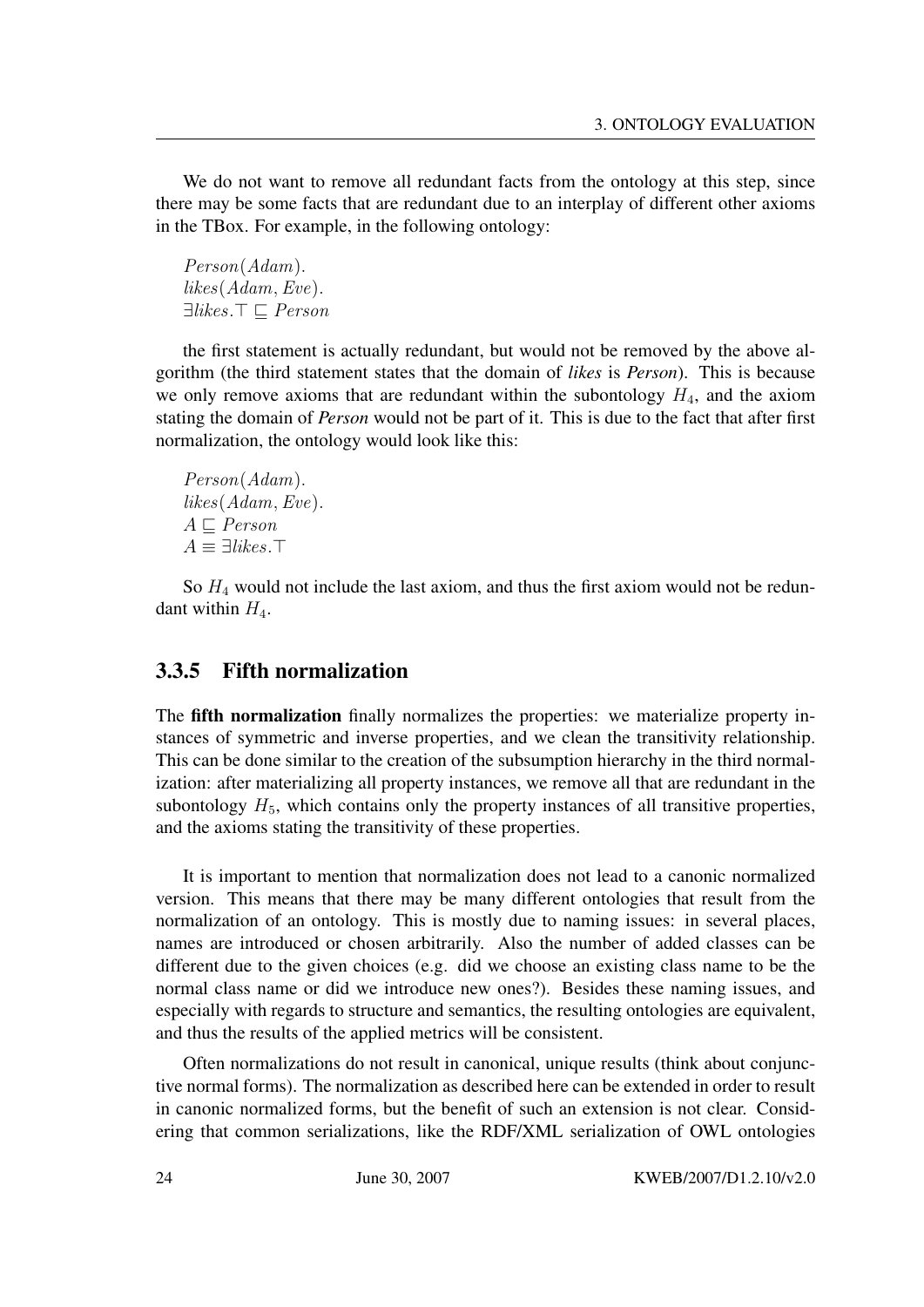We do not want to remove all redundant facts from the ontology at this step, since there may be some facts that are redundant due to an interplay of different other axioms in the TBox. For example, in the following ontology:

$Person(Adam).$
$likes(Adam, Eve).$
$\exists likes.\top \sqsubseteq Person$

the first statement is actually redundant, but would not be removed by the above algorithm (the third statement states that the domain of ***likes*** is ***Person***). This is because we only remove axioms that are redundant within the subontology $H_4$, and the axiom stating the domain of ***Person*** would not be part of it. This is due to the fact that after first normalization, the ontology would look like this:

$Person(Adam).$
$likes(Adam, Eve).$
$A \sqsubseteq Person$
$A \equiv \exists likes.\top$

So $H_4$ would not include the last axiom, and thus the first axiom would not be redundant within $H_4$.

### 3.3.5 Fifth normalization

The **fifth normalization** finally normalizes the properties: we materialize property instances of symmetric and inverse properties, and we clean the transitivity relationship. This can be done similar to the creation of the subsumption hierarchy in the third normalization: after materializing all property instances, we remove all that are redundant in the subontology $H_5$, which contains only the property instances of all transitive properties, and the axioms stating the transitivity of these properties.

It is important to mention that normalization does not lead to a canonic normalized version. This means that there may be many different ontologies that result from the normalization of an ontology. This is mostly due to naming issues: in several places, names are introduced or chosen arbitrarily. Also the number of added classes can be different due to the given choices (e.g. did we choose an existing class name to be the normal class name or did we introduce new ones?). Besides these naming issues, and especially with regards to structure and semantics, the resulting ontologies are equivalent, and thus the results of the applied metrics will be consistent.

Often normalizations do not result in canonical, unique results (think about conjunctive normal forms). The normalization as described here can be extended in order to result in canonic normalized forms, but the benefit of such an extension is not clear. Considering that common serializations, like the RDF/XML serialization of OWL ontologies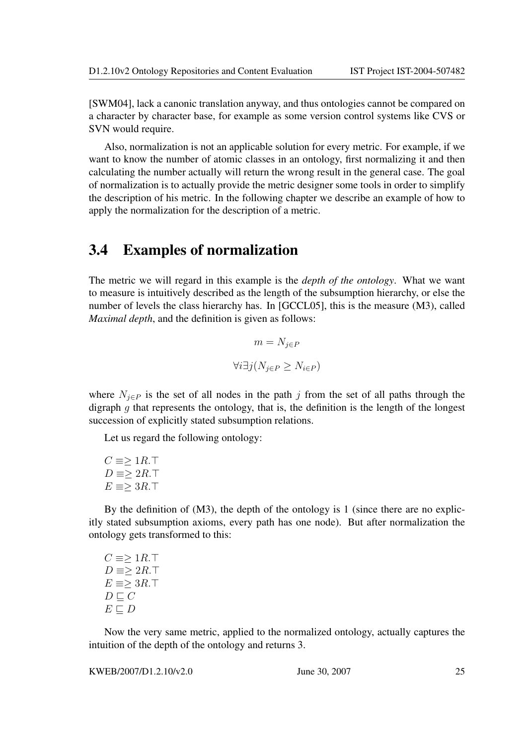[SWM04], lack a canonic translation anyway, and thus ontologies cannot be compared on a character by character base, for example as some version control systems like CVS or SVN would require.

Also, normalization is not an applicable solution for every metric. For example, if we want to know the number of atomic classes in an ontology, first normalizing it and then calculating the number actually will return the wrong result in the general case. The goal of normalization is to actually provide the metric designer some tools in order to simplify the description of his metric. In the following chapter we describe an example of how to apply the normalization for the description of a metric.

## 3.4 Examples of normalization

The metric we will regard in this example is the *depth of the ontology*. What we want to measure is intuitively described as the length of the subsumption hierarchy, or else the number of levels the class hierarchy has. In [GCCL05], this is the measure (M3), called *Maximal depth*, and the definition is given as follows:

$$m = N_{j \in P}$$

$$\forall i \exists j (N_{j \in P} \geq N_{i \in P})$$

where $N_{j \in P}$ is the set of all nodes in the path $j$ from the set of all paths through the digraph $g$ that represents the ontology, that is, the definition is the length of the longest succession of explicitly stated subsumption relations.

Let us regard the following ontology:

$C \equiv \geq 1R.\top$
$D \equiv \geq 2R.\top$
$E \equiv \geq 3R.\top$

By the definition of (M3), the depth of the ontology is 1 (since there are no explicitly stated subsumption axioms, every path has one node). But after normalization the ontology gets transformed to this:

$C \equiv \geq 1R.\top$
$D \equiv \geq 2R.\top$
$E \equiv \geq 3R.\top$
$D \sqsubseteq C$
$E \sqsubseteq D$

Now the very same metric, applied to the normalized ontology, actually captures the intuition of the depth of the ontology and returns 3.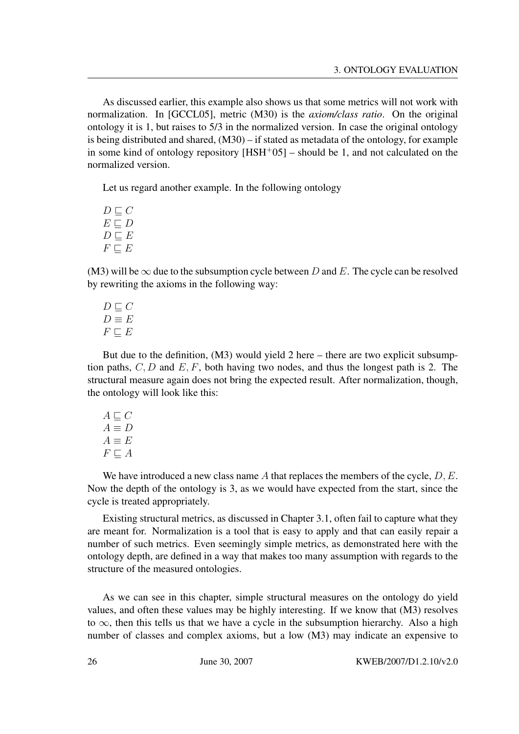As discussed earlier, this example also shows us that some metrics will not work with normalization. In [GCCL05], metric (M30) is the *axiom/class ratio*. On the original ontology it is 1, but raises to 5/3 in the normalized version. In case the original ontology is being distributed and shared, (M30) – if stated as metadata of the ontology, for example in some kind of ontology repository [HSH+05] – should be 1, and not calculated on the normalized version.

Let us regard another example. In the following ontology

$D \sqsubseteq C$
$E \sqsubseteq D$
$D \sqsubseteq E$
$F \sqsubseteq E$

(M3) will be $\infty$ due to the subsumption cycle between $D$ and $E$. The cycle can be resolved by rewriting the axioms in the following way:

$D \sqsubseteq C$
$D \equiv E$
$F \sqsubseteq E$

But due to the definition, (M3) would yield 2 here – there are two explicit subsumption paths, $C, D$ and $E, F$, both having two nodes, and thus the longest path is 2. The structural measure again does not bring the expected result. After normalization, though, the ontology will look like this:

$A \sqsubseteq C$
$A \equiv D$
$A \equiv E$
$F \sqsubseteq A$

We have introduced a new class name $A$ that replaces the members of the cycle, $D, E$. Now the depth of the ontology is 3, as we would have expected from the start, since the cycle is treated appropriately.

Existing structural metrics, as discussed in Chapter 3.1, often fail to capture what they are meant for. Normalization is a tool that is easy to apply and that can easily repair a number of such metrics. Even seemingly simple metrics, as demonstrated here with the ontology depth, are defined in a way that makes too many assumption with regards to the structure of the measured ontologies.

As we can see in this chapter, simple structural measures on the ontology do yield values, and often these values may be highly interesting. If we know that (M3) resolves to $\infty$, then this tells us that we have a cycle in the subsumption hierarchy. Also a high number of classes and complex axioms, but a low (M3) may indicate an expensive to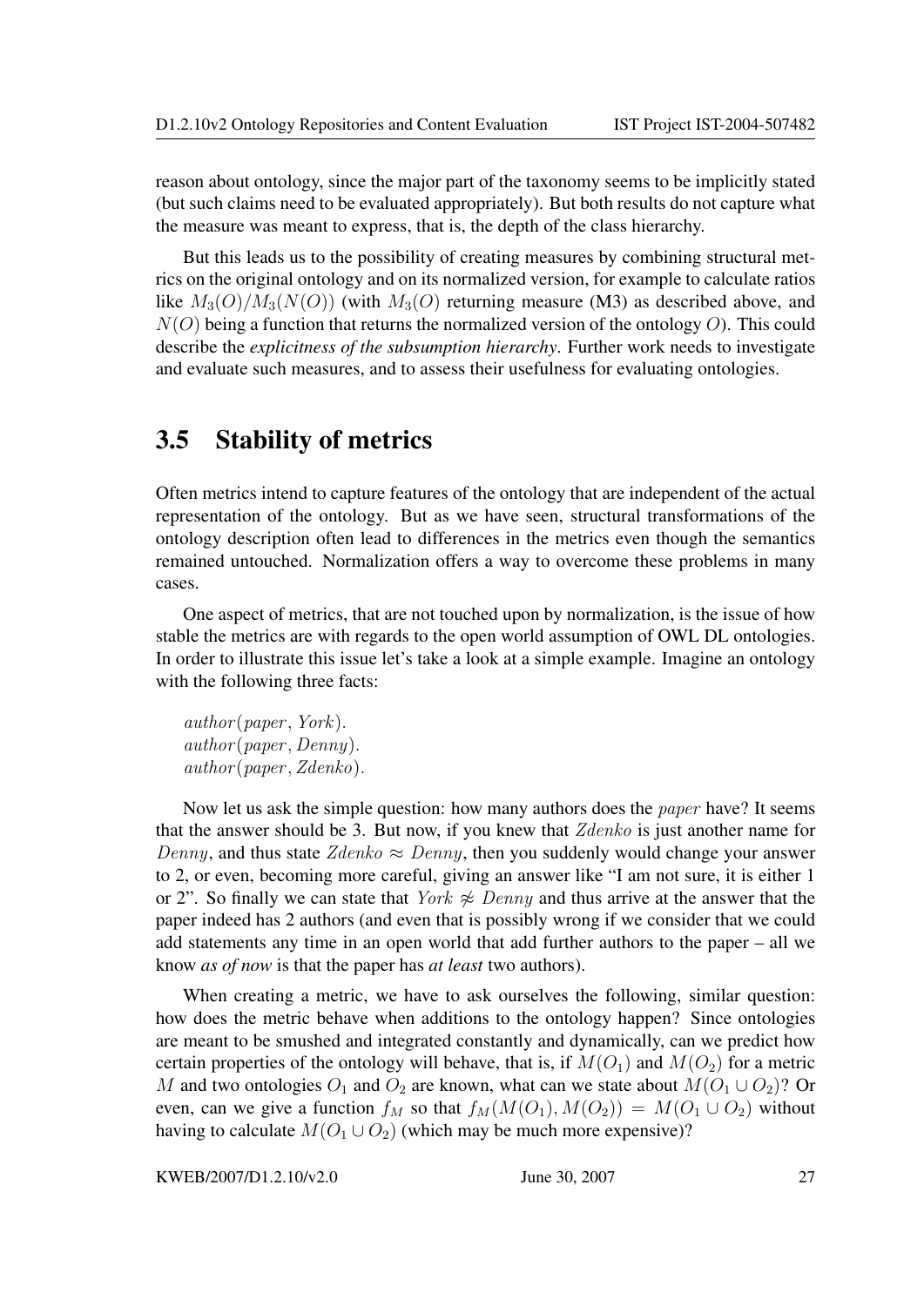reason about ontology, since the major part of the taxonomy seems to be implicitly stated (but such claims need to be evaluated appropriately). But both results do not capture what the measure was meant to express, that is, the depth of the class hierarchy.

But this leads us to the possibility of creating measures by combining structural metrics on the original ontology and on its normalized version, for example to calculate ratios like $M_3(O)/M_3(N(O))$ (with $M_3(O)$ returning measure (**M3**) as described above, and $N(O)$ being a function that returns the normalized version of the ontology $O$). This could describe the *explicitness of the subsumption hierarchy*. Further work needs to investigate and evaluate such measures, and to assess their usefulness for evaluating ontologies.

## 3.5 Stability of metrics

Often metrics intend to capture features of the ontology that are independent of the actual representation of the ontology. But as we have seen, structural transformations of the ontology description often lead to differences in the metrics even though the semantics remained untouched. Normalization offers a way to overcome these problems in many cases.

One aspect of metrics, that are not touched upon by normalization, is the issue of how stable the metrics are with regards to the open world assumption of OWL DL ontologies. In order to illustrate this issue let's take a look at a simple example. Imagine an ontology with the following three facts:

$author(paper, York).$
$author(paper, Denny).$
$author(paper, Zdenko).$

Now let us ask the simple question: how many authors does the $paper$ have? It seems that the answer should be 3. But now, if you knew that $Zdenko$ is just another name for $Denny$, and thus state $Zdenko \approx Denny$, then you suddenly would change your answer to 2, or even, becoming more careful, giving an answer like "I am not sure, it is either 1 or 2". So finally we can state that $York \not\approx Denny$ and thus arrive at the answer that the paper indeed has 2 authors (and even that is possibly wrong if we consider that we could add statements any time in an open world that add further authors to the paper – all we know *as of now* is that the paper has *at least* two authors).

When creating a metric, we have to ask ourselves the following, similar question: how does the metric behave when additions to the ontology happen? Since ontologies are meant to be smushed and integrated constantly and dynamically, can we predict how certain properties of the ontology will behave, that is, if $M(O_1)$ and $M(O_2)$ for a metric $M$ and two ontologies $O_1$ and $O_2$ are known, what can we state about $M(O_1 \cup O_2)$? Or even, can we give a function $f_M$ so that $f_M(M(O_1), M(O_2)) = M(O_1 \cup O_2)$ without having to calculate $M(O_1 \cup O_2)$ (which may be much more expensive)?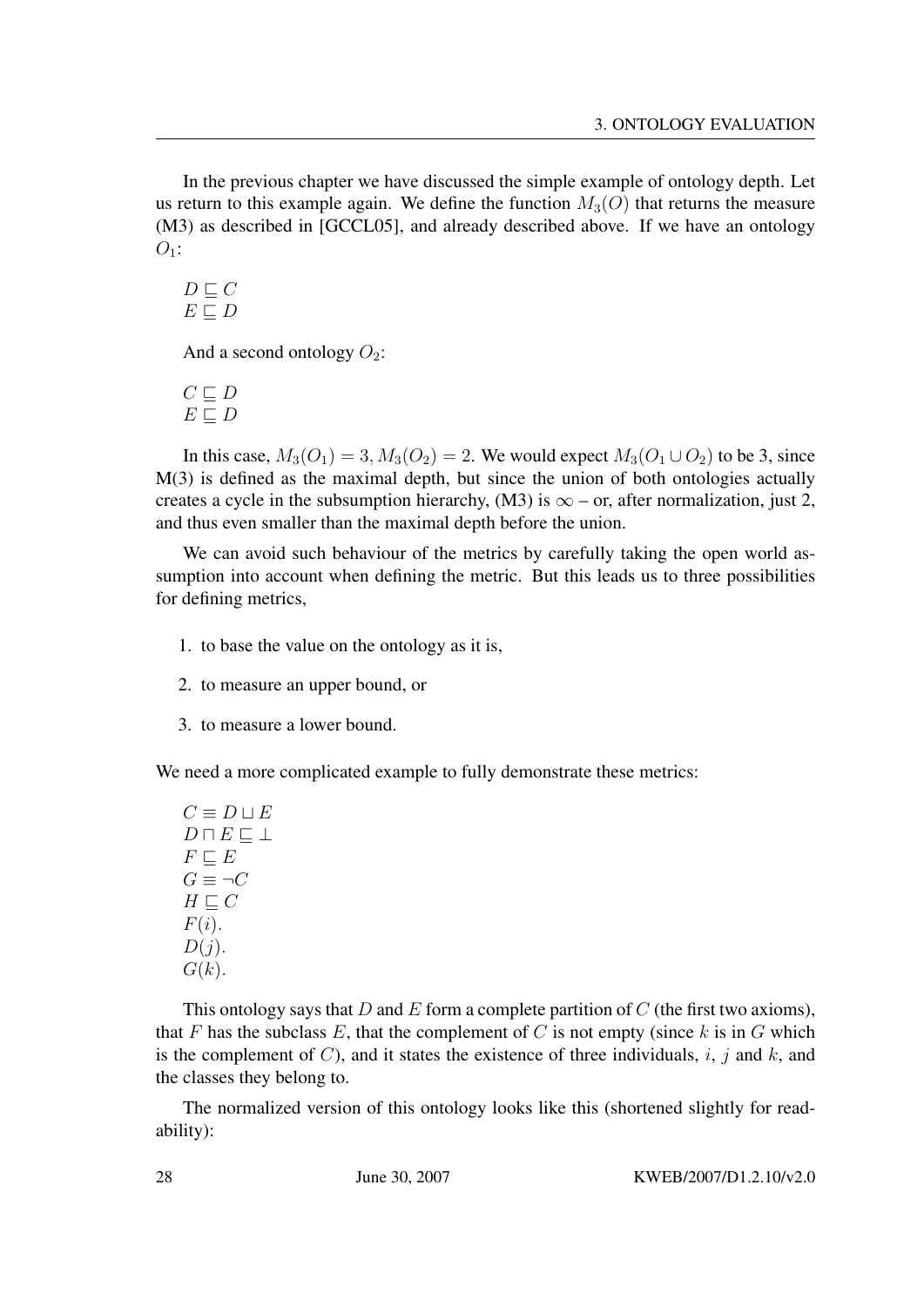In the previous chapter we have discussed the simple example of ontology depth. Let us return to this example again. We define the function $M_3(O)$ that returns the measure (M3) as described in [GCCL05], and already described above. If we have an ontology $O_1$:

$D \sqsubseteq C$
$E \sqsubseteq D$

And a second ontology $O_2$:

$C \sqsubseteq D$
$E \sqsubseteq D$

In this case, $M_3(O_1) = 3, M_3(O_2) = 2$. We would expect $M_3(O_1 \cup O_2)$ to be 3, since M(3) is defined as the maximal depth, but since the union of both ontologies actually creates a cycle in the subsumption hierarchy, (M3) is $\infty$ – or, after normalization, just 2, and thus even smaller than the maximal depth before the union.

We can avoid such behaviour of the metrics by carefully taking the open world assumption into account when defining the metric. But this leads us to three possibilities for defining metrics,

1. to base the value on the ontology as it is,
2. to measure an upper bound, or
3. to measure a lower bound.

We need a more complicated example to fully demonstrate these metrics:

$C \equiv D \sqcup E$
$D \sqcap E \sqsubseteq \bot$
$F \sqsubseteq E$
$G \equiv \neg C$
$H \sqsubseteq C$
$F(i).$
$D(j).$
$G(k).$

This ontology says that $D$ and $E$ form a complete partition of $C$ (the first two axioms), that $F$ has the subclass $E$, that the complement of $C$ is not empty (since $k$ is in $G$ which is the complement of $C$), and it states the existence of three individuals, $i$, $j$ and $k$, and the classes they belong to.

The normalized version of this ontology looks like this (shortened slightly for readability):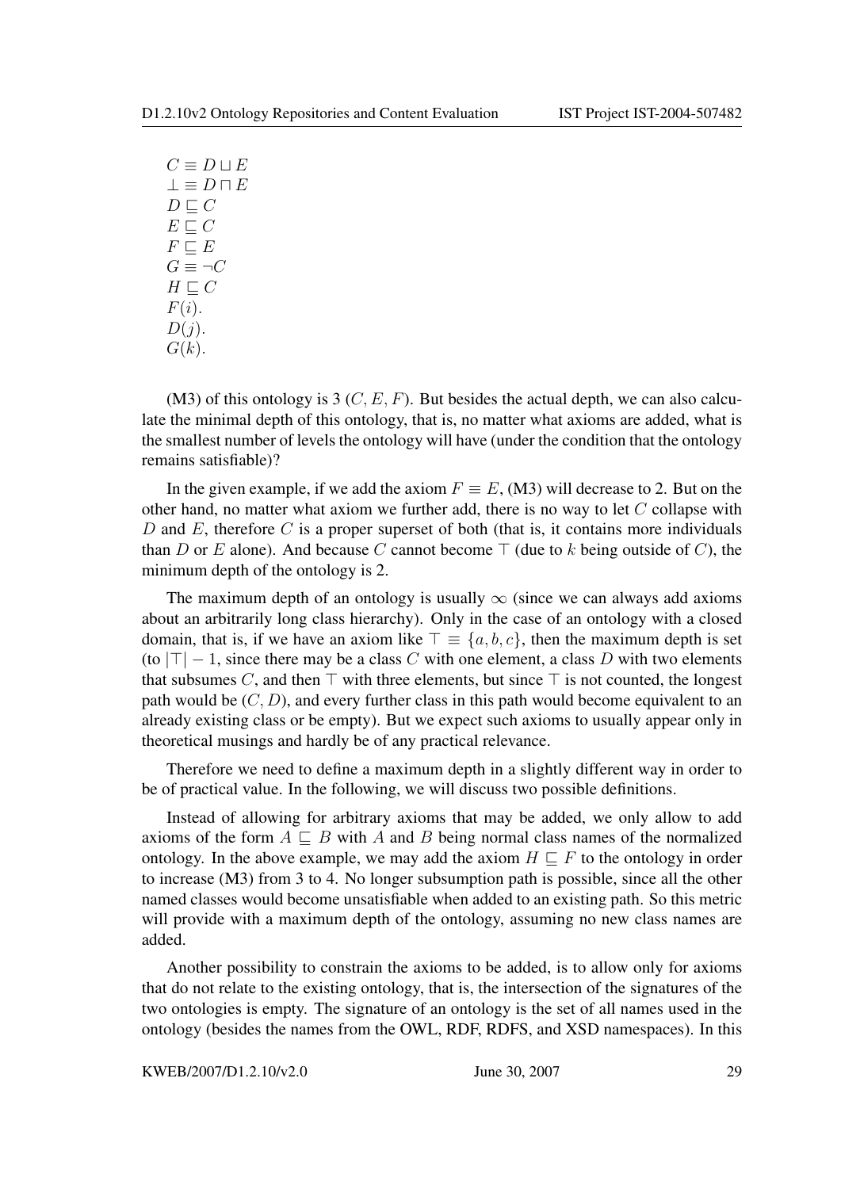$$
\begin{aligned}
&C \equiv D \sqcup E \\
&\bot \equiv D \sqcap E \\
&D \sqsubseteq C \\
&E \sqsubseteq C \\
&F \sqsubseteq E \\
&G \equiv \neg C \\
&H \sqsubseteq C \\
&F(i). \\
&D(j). \\
&G(k).
\end{aligned}
$$

(M3) of this ontology is 3 ($C, E, F$). But besides the actual depth, we can also calculate the minimal depth of this ontology, that is, no matter what axioms are added, what is the smallest number of levels the ontology will have (under the condition that the ontology remains satisfiable)?

In the given example, if we add the axiom $F \equiv E$, (M3) will decrease to 2. But on the other hand, no matter what axiom we further add, there is no way to let $C$ collapse with $D$ and $E$, therefore $C$ is a proper superset of both (that is, it contains more individuals than $D$ or $E$ alone). And because $C$ cannot become $\top$ (due to $k$ being outside of $C$), the minimum depth of the ontology is 2.

The maximum depth of an ontology is usually $\infty$ (since we can always add axioms about an arbitrarily long class hierarchy). Only in the case of an ontology with a closed domain, that is, if we have an axiom like $\top \equiv \{a, b, c\}$, then the maximum depth is set (to $|\top| - 1$, since there may be a class $C$ with one element, a class $D$ with two elements that subsumes $C$, and then $\top$ with three elements, but since $\top$ is not counted, the longest path would be $(C, D)$, and every further class in this path would become equivalent to an already existing class or be empty). But we expect such axioms to usually appear only in theoretical musings and hardly be of any practical relevance.

Therefore we need to define a maximum depth in a slightly different way in order to be of practical value. In the following, we will discuss two possible definitions.

Instead of allowing for arbitrary axioms that may be added, we only allow to add axioms of the form $A \sqsubseteq B$ with $A$ and $B$ being normal class names of the normalized ontology. In the above example, we may add the axiom $H \sqsubseteq F$ to the ontology in order to increase (M3) from 3 to 4. No longer subsumption path is possible, since all the other named classes would become unsatisfiable when added to an existing path. So this metric will provide with a maximum depth of the ontology, assuming no new class names are added.

Another possibility to constrain the axioms to be added, is to allow only for axioms that do not relate to the existing ontology, that is, the intersection of the signatures of the two ontologies is empty. The signature of an ontology is the set of all names used in the ontology (besides the names from the OWL, RDF, RDFS, and XSD namespaces). In this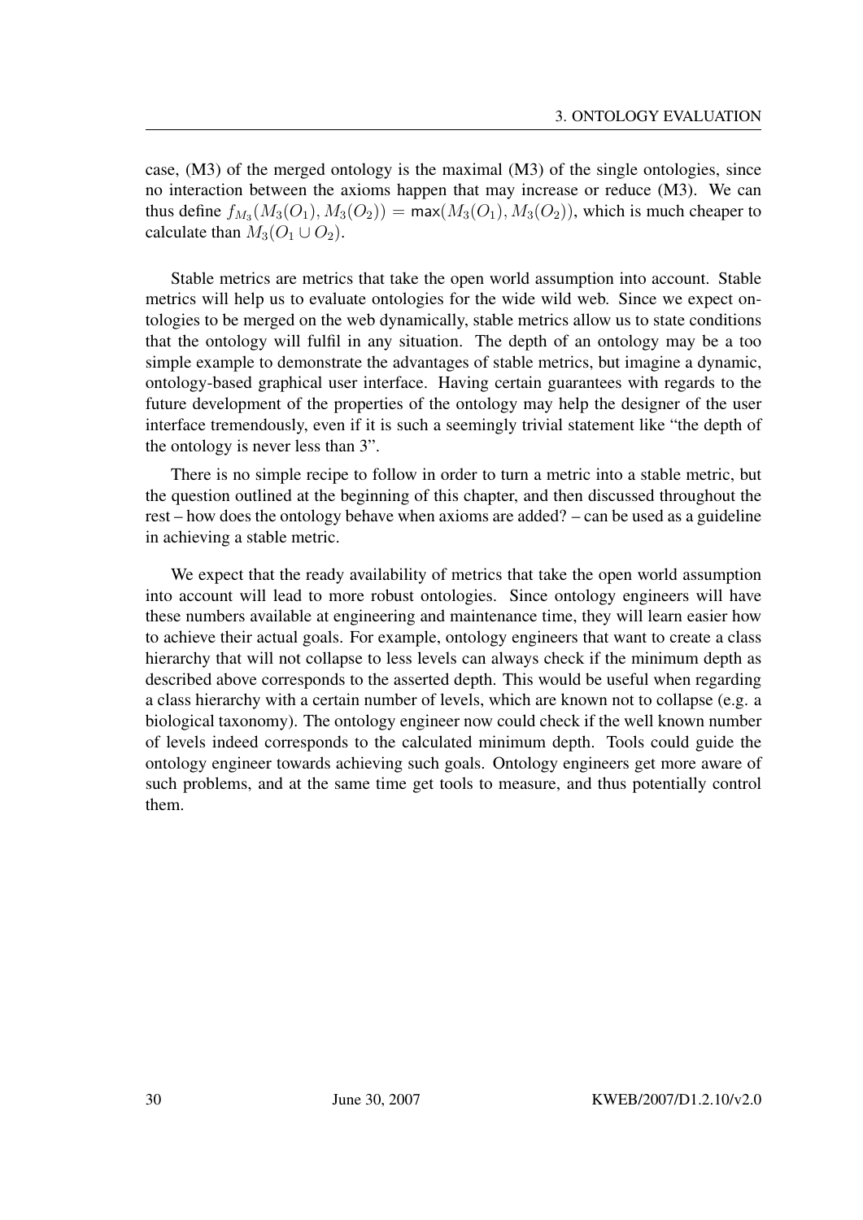case, (M3) of the merged ontology is the maximal (M3) of the single ontologies, since no interaction between the axioms happen that may increase or reduce (M3). We can thus define $f_{M_3}(M_3(O_1), M_3(O_2)) = \mathsf{max}(M_3(O_1), M_3(O_2))$, which is much cheaper to calculate than $M_3(O_1 \cup O_2)$.

Stable metrics are metrics that take the open world assumption into account. Stable metrics will help us to evaluate ontologies for the wide wild web. Since we expect ontologies to be merged on the web dynamically, stable metrics allow us to state conditions that the ontology will fulfil in any situation. The depth of an ontology may be a too simple example to demonstrate the advantages of stable metrics, but imagine a dynamic, ontology-based graphical user interface. Having certain guarantees with regards to the future development of the properties of the ontology may help the designer of the user interface tremendously, even if it is such a seemingly trivial statement like "the depth of the ontology is never less than 3".

There is no simple recipe to follow in order to turn a metric into a stable metric, but the question outlined at the beginning of this chapter, and then discussed throughout the rest – how does the ontology behave when axioms are added? – can be used as a guideline in achieving a stable metric.

We expect that the ready availability of metrics that take the open world assumption into account will lead to more robust ontologies. Since ontology engineers will have these numbers available at engineering and maintenance time, they will learn easier how to achieve their actual goals. For example, ontology engineers that want to create a class hierarchy that will not collapse to less levels can always check if the minimum depth as described above corresponds to the asserted depth. This would be useful when regarding a class hierarchy with a certain number of levels, which are known not to collapse (e.g. a biological taxonomy). The ontology engineer now could check if the well known number of levels indeed corresponds to the calculated minimum depth. Tools could guide the ontology engineer towards achieving such goals. Ontology engineers get more aware of such problems, and at the same time get tools to measure, and thus potentially control them.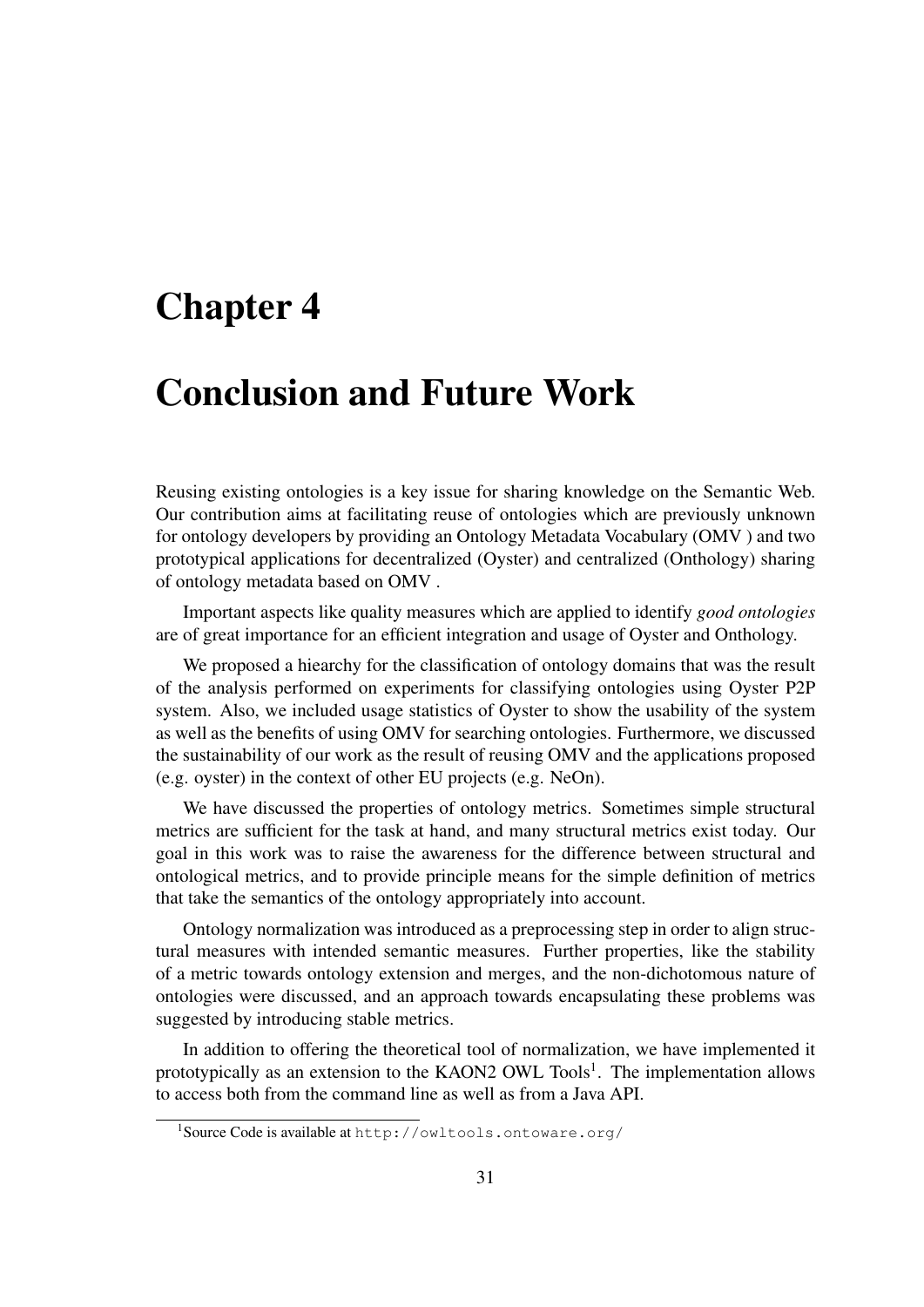# Chapter 4

# Conclusion and Future Work

Reusing existing ontologies is a key issue for sharing knowledge on the Semantic Web. Our contribution aims at facilitating reuse of ontologies which are previously unknown for ontology developers by providing an Ontology Metadata Vocabulary (OMV ) and two prototypical applications for decentralized (Oyster) and centralized (Onthology) sharing of ontology metadata based on OMV .

Important aspects like quality measures which are applied to identify *good ontologies* are of great importance for an efficient integration and usage of Oyster and Onthology.

We proposed a hiearchy for the classification of ontology domains that was the result of the analysis performed on experiments for classifying ontologies using Oyster P2P system. Also, we included usage statistics of Oyster to show the usability of the system as well as the benefits of using OMV for searching ontologies. Furthermore, we discussed the sustainability of our work as the result of reusing OMV and the applications proposed (e.g. oyster) in the context of other EU projects (e.g. NeOn).

We have discussed the properties of ontology metrics. Sometimes simple structural metrics are sufficient for the task at hand, and many structural metrics exist today. Our goal in this work was to raise the awareness for the difference between structural and ontological metrics, and to provide principle means for the simple definition of metrics that take the semantics of the ontology appropriately into account.

Ontology normalization was introduced as a preprocessing step in order to align structural measures with intended semantic measures. Further properties, like the stability of a metric towards ontology extension and merges, and the non-dichotomous nature of ontologies were discussed, and an approach towards encapsulating these problems was suggested by introducing stable metrics.

In addition to offering the theoretical tool of normalization, we have implemented it prototypically as an extension to the KAON2 OWL Tools[1]. The implementation allows to access both from the command line as well as from a Java API.

[1]Source Code is available at http://owltools.ontoware.org/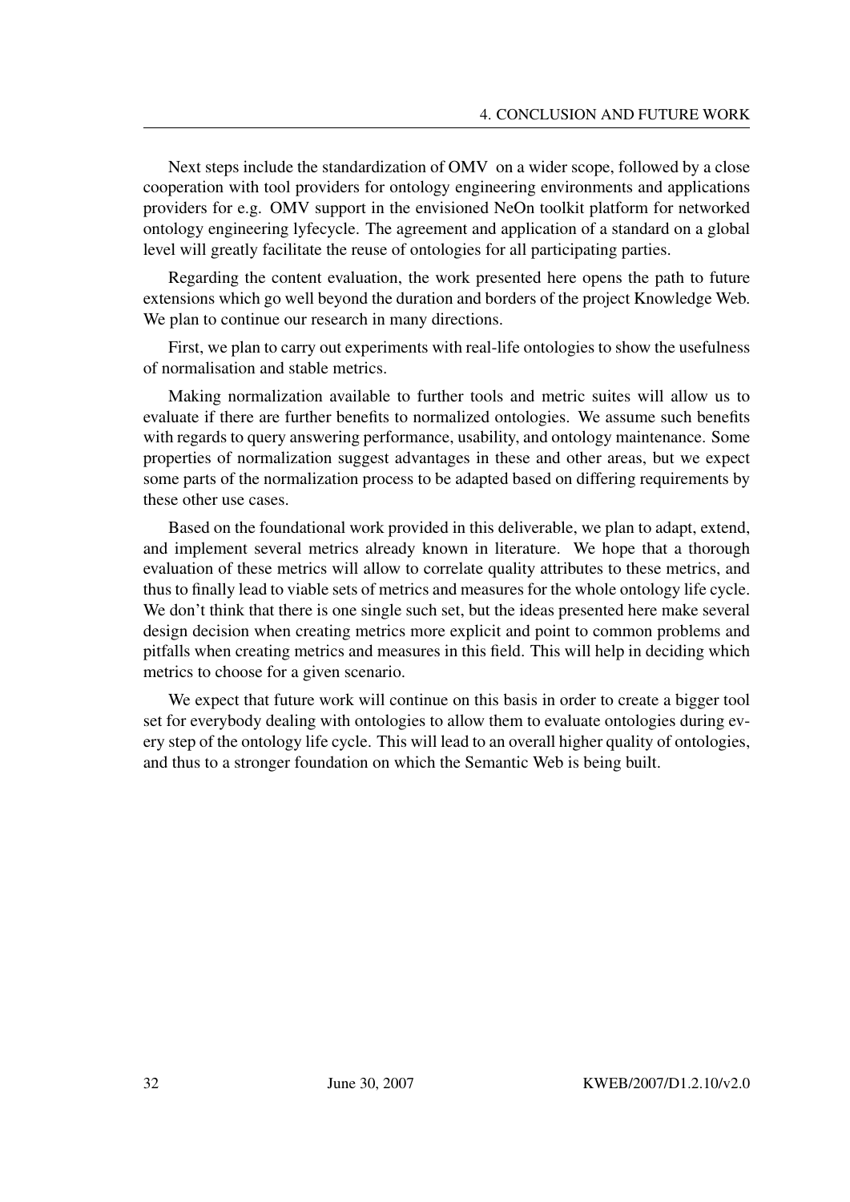Next steps include the standardization of OMV on a wider scope, followed by a close cooperation with tool providers for ontology engineering environments and applications providers for e.g. OMV support in the envisioned NeOn toolkit platform for networked ontology engineering lyfecycle. The agreement and application of a standard on a global level will greatly facilitate the reuse of ontologies for all participating parties.

Regarding the content evaluation, the work presented here opens the path to future extensions which go well beyond the duration and borders of the project Knowledge Web. We plan to continue our research in many directions.

First, we plan to carry out experiments with real-life ontologies to show the usefulness of normalisation and stable metrics.

Making normalization available to further tools and metric suites will allow us to evaluate if there are further benefits to normalized ontologies. We assume such benefits with regards to query answering performance, usability, and ontology maintenance. Some properties of normalization suggest advantages in these and other areas, but we expect some parts of the normalization process to be adapted based on differing requirements by these other use cases.

Based on the foundational work provided in this deliverable, we plan to adapt, extend, and implement several metrics already known in literature. We hope that a thorough evaluation of these metrics will allow to correlate quality attributes to these metrics, and thus to finally lead to viable sets of metrics and measures for the whole ontology life cycle. We don't think that there is one single such set, but the ideas presented here make several design decision when creating metrics more explicit and point to common problems and pitfalls when creating metrics and measures in this field. This will help in deciding which metrics to choose for a given scenario.

We expect that future work will continue on this basis in order to create a bigger tool set for everybody dealing with ontologies to allow them to evaluate ontologies during every step of the ontology life cycle. This will lead to an overall higher quality of ontologies, and thus to a stronger foundation on which the Semantic Web is being built.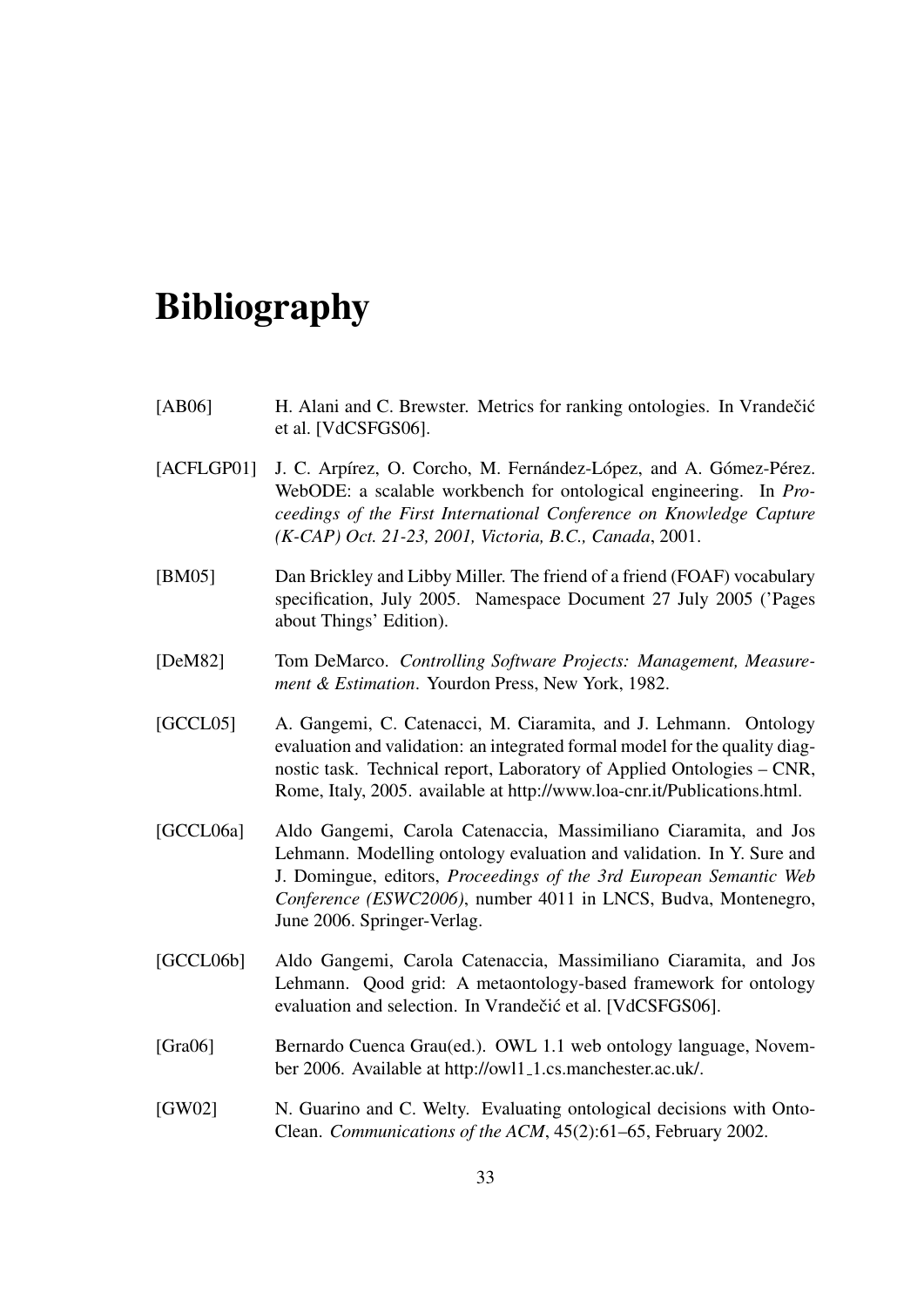# Bibliography

[AB06] H. Alani and C. Brewster. Metrics for ranking ontologies. In Vrandečić et al. [VdCSFGS06].

[ACFLGP01] J. C. Arpírez, O. Corcho, M. Fernández-López, and A. Gómez-Pérez. WebODE: a scalable workbench for ontological engineering. In *Proceedings of the First International Conference on Knowledge Capture (K-CAP) Oct. 21-23, 2001, Victoria, B.C., Canada*, 2001.

[BM05] Dan Brickley and Libby Miller. The friend of a friend (FOAF) vocabulary specification, July 2005. Namespace Document 27 July 2005 ('Pages about Things' Edition).

[DeM82] Tom DeMarco. *Controlling Software Projects: Management, Measurement & Estimation*. Yourdon Press, New York, 1982.

[GCCL05] A. Gangemi, C. Catenacci, M. Ciaramita, and J. Lehmann. Ontology evaluation and validation: an integrated formal model for the quality diagnostic task. Technical report, Laboratory of Applied Ontologies – CNR, Rome, Italy, 2005. available at http://www.loa-cnr.it/Publications.html.

[GCCL06a] Aldo Gangemi, Carola Catenaccia, Massimiliano Ciaramita, and Jos Lehmann. Modelling ontology evaluation and validation. In Y. Sure and J. Domingue, editors, *Proceedings of the 3rd European Semantic Web Conference (ESWC2006)*, number 4011 in LNCS, Budva, Montenegro, June 2006. Springer-Verlag.

[GCCL06b] Aldo Gangemi, Carola Catenaccia, Massimiliano Ciaramita, and Jos Lehmann. Qood grid: A metaontology-based framework for ontology evaluation and selection. In Vrandečić et al. [VdCSFGS06].

[Gra06] Bernardo Cuenca Grau(ed.). OWL 1.1 web ontology language, November 2006. Available at http://owl1_1.cs.manchester.ac.uk/.

[GW02] N. Guarino and C. Welty. Evaluating ontological decisions with OntoClean. *Communications of the ACM*, 45(2):61–65, February 2002.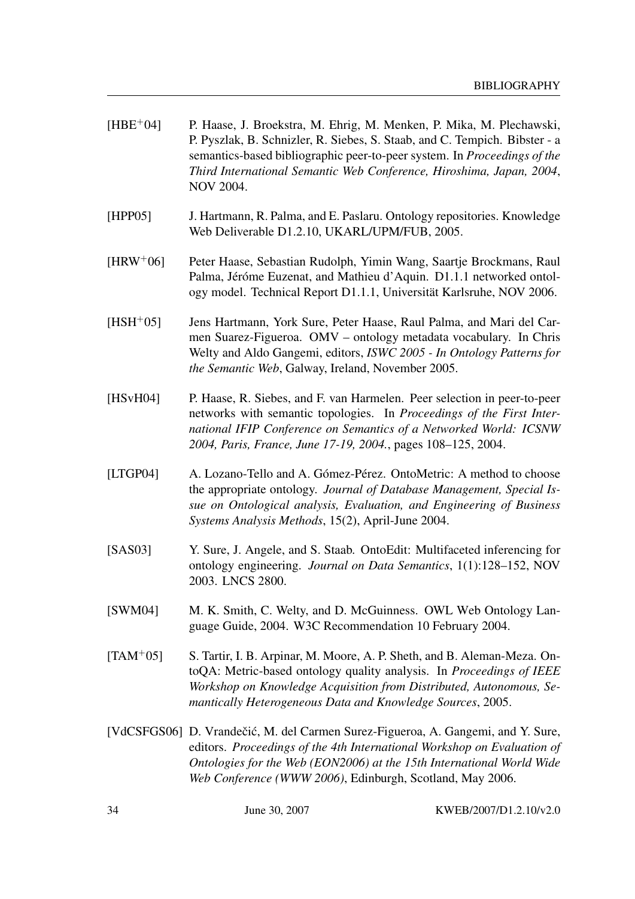[HBE[+]04] P. Haase, J. Broekstra, M. Ehrig, M. Menken, P. Mika, M. Plechawski, P. Pyszlak, B. Schnizler, R. Siebes, S. Staab, and C. Tempich. Bibster - a semantics-based bibliographic peer-to-peer system. In *Proceedings of the Third International Semantic Web Conference, Hiroshima, Japan, 2004*, NOV 2004.

[HPP05] J. Hartmann, R. Palma, and E. Paslaru. Ontology repositories. Knowledge Web Deliverable D1.2.10, UKARL/UPM/FUB, 2005.

[HRW[+]06] Peter Haase, Sebastian Rudolph, Yimin Wang, Saartje Brockmans, Raul Palma, Jéróme Euzenat, and Mathieu d'Aquin. D1.1.1 networked ontology model. Technical Report D1.1.1, Universität Karlsruhe, NOV 2006.

[HSH[+]05] Jens Hartmann, York Sure, Peter Haase, Raul Palma, and Mari del Carmen Suarez-Figueroa. OMV – ontology metadata vocabulary. In Chris Welty and Aldo Gangemi, editors, *ISWC 2005 - In Ontology Patterns for the Semantic Web*, Galway, Ireland, November 2005.

[HSvH04] P. Haase, R. Siebes, and F. van Harmelen. Peer selection in peer-to-peer networks with semantic topologies. In *Proceedings of the First International IFIP Conference on Semantics of a Networked World: ICSNW 2004, Paris, France, June 17-19, 2004.*, pages 108–125, 2004.

[LTGP04] A. Lozano-Tello and A. Gómez-Pérez. OntoMetric: A method to choose the appropriate ontology. *Journal of Database Management, Special Issue on Ontological analysis, Evaluation, and Engineering of Business Systems Analysis Methods*, 15(2), April-June 2004.

[SAS03] Y. Sure, J. Angele, and S. Staab. OntoEdit: Multifaceted inferencing for ontology engineering. *Journal on Data Semantics*, 1(1):128–152, NOV 2003. LNCS 2800.

[SWM04] M. K. Smith, C. Welty, and D. McGuinness. OWL Web Ontology Language Guide, 2004. W3C Recommendation 10 February 2004.

[TAM[+]05] S. Tartir, I. B. Arpinar, M. Moore, A. P. Sheth, and B. Aleman-Meza. OntoQA: Metric-based ontology quality analysis. In *Proceedings of IEEE Workshop on Knowledge Acquisition from Distributed, Autonomous, Semantically Heterogeneous Data and Knowledge Sources*, 2005.

[VdCSFGS06] D. Vrandečić, M. del Carmen Surez-Figueroa, A. Gangemi, and Y. Sure, editors. *Proceedings of the 4th International Workshop on Evaluation of Ontologies for the Web (EON2006) at the 15th International World Wide Web Conference (WWW 2006)*, Edinburgh, Scotland, May 2006.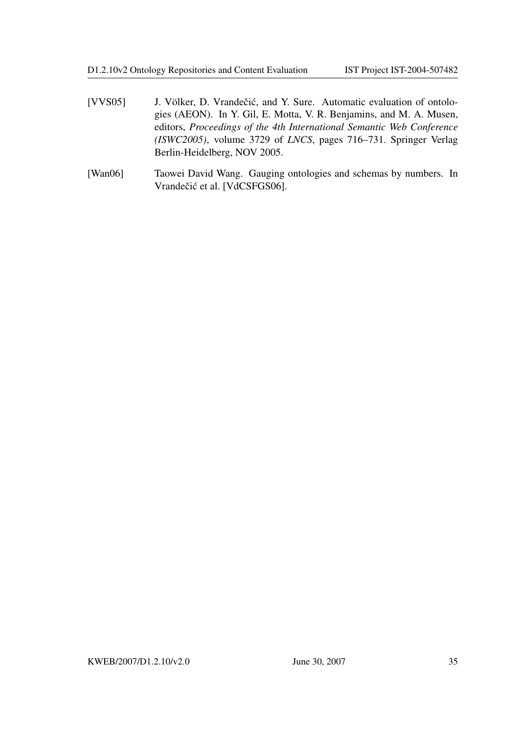[VVS05] J. Völker, D. Vrandečić, and Y. Sure. Automatic evaluation of ontologies (AEON). In Y. Gil, E. Motta, V. R. Benjamins, and M. A. Musen, editors, *Proceedings of the 4th International Semantic Web Conference (ISWC2005)*, volume 3729 of *LNCS*, pages 716–731. Springer Verlag Berlin-Heidelberg, NOV 2005.

[Wan06] Taowei David Wang. Gauging ontologies and schemas by numbers. In Vrandečić et al. [VdCSFGS06].